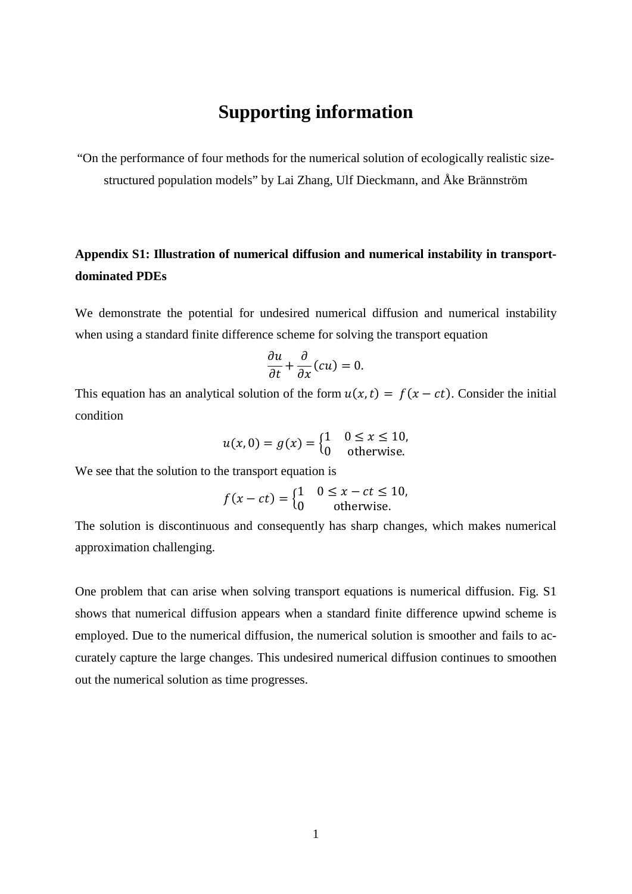# Supporting information

"On the performance of four methods for the numerical solution of ecologically realistic size-structured population models" by Lai Zhang, Ulf Dieckmann, and Åke Brännström

## Appendix S1: Illustration of numerical diffusion and numerical instability in transport-dominated PDEs

We demonstrate the potential for undesired numerical diffusion and numerical instability when using a standard finite difference scheme for solving the transport equation

$$\frac{\partial u}{\partial t} + \frac{\partial}{\partial x}(cu) = 0.$$

This equation has an analytical solution of the form $u(x,t) = f(x - ct)$. Consider the initial condition

$$u(x,0) = g(x) = \begin{cases} 1 & 0 \leq x \leq 10, \\ 0 & \text{otherwise.} \end{cases}$$

We see that the solution to the transport equation is

$$f(x - ct) = \begin{cases} 1 & 0 \leq x - ct \leq 10, \\ 0 & \text{otherwise.} \end{cases}$$

The solution is discontinuous and consequently has sharp changes, which makes numerical approximation challenging.

One problem that can arise when solving transport equations is numerical diffusion. Fig. S1 shows that numerical diffusion appears when a standard finite difference upwind scheme is employed. Due to the numerical diffusion, the numerical solution is smoother and fails to accurately capture the large changes. This undesired numerical diffusion continues to smoothen out the numerical solution as time progresses.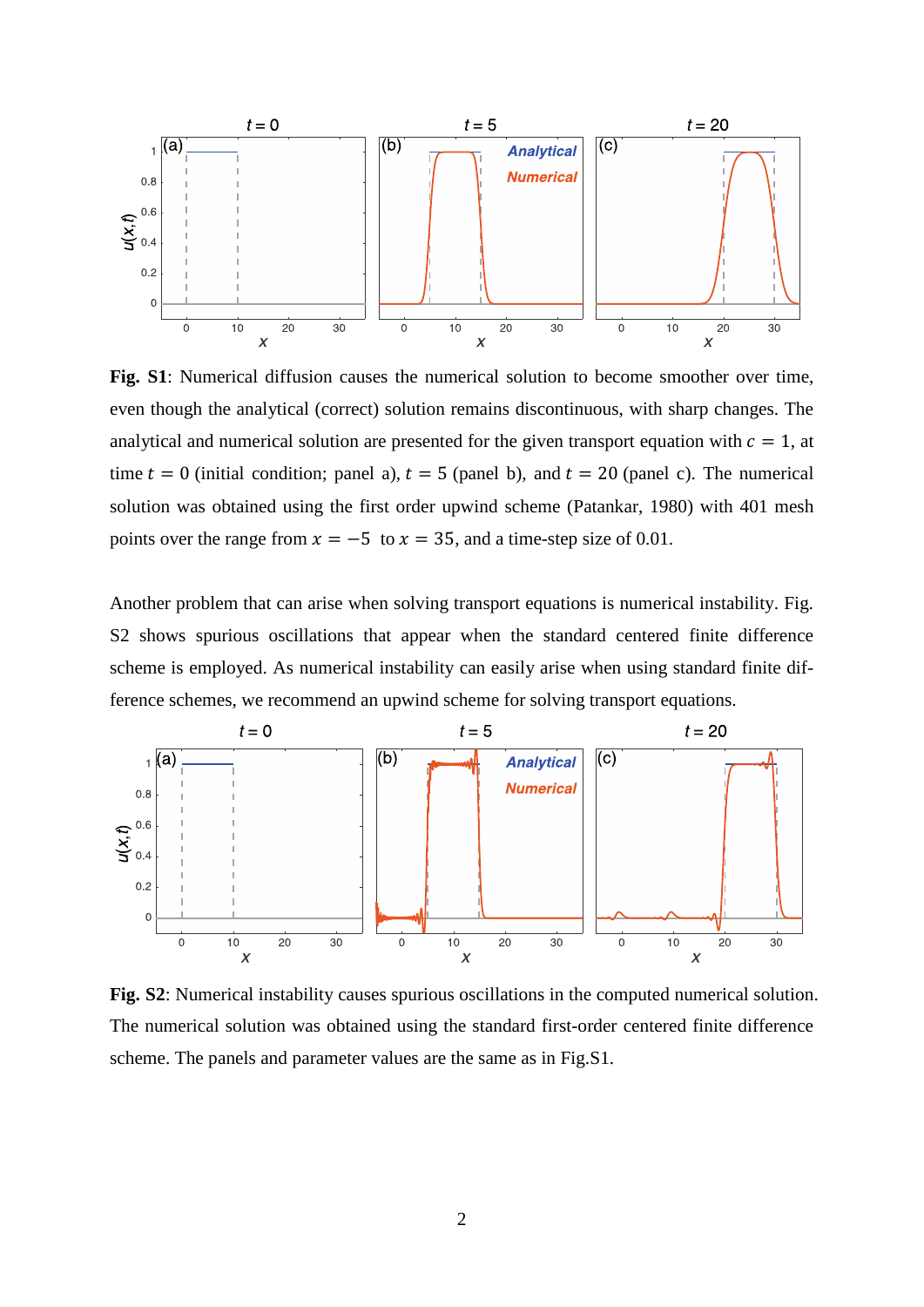**Fig. S1**: Numerical diffusion causes the numerical solution to become smoother over time, even though the analytical (correct) solution remains discontinuous, with sharp changes. The analytical and numerical solution are presented for the given transport equation with $c = 1$, at time $t = 0$ (initial condition; panel a), $t = 5$ (panel b), and $t = 20$ (panel c). The numerical solution was obtained using the first order upwind scheme (Patankar, 1980) with 401 mesh points over the range from $x = -5$ to $x = 35$, and a time-step size of 0.01.

Another problem that can arise when solving transport equations is numerical instability. Fig. S2 shows spurious oscillations that appear when the standard centered finite difference scheme is employed. As numerical instability can easily arise when using standard finite difference schemes, we recommend an upwind scheme for solving transport equations.

**Fig. S2**: Numerical instability causes spurious oscillations in the computed numerical solution. The numerical solution was obtained using the standard first-order centered finite difference scheme. The panels and parameter values are the same as in Fig.S1.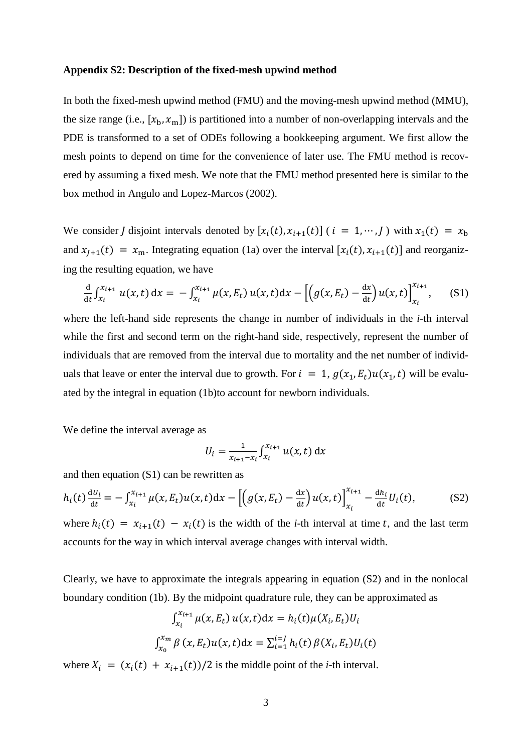**Appendix S2: Description of the fixed-mesh upwind method**

In both the fixed-mesh upwind method (FMU) and the moving-mesh upwind method (MMU), the size range (i.e., $[x_\mathrm{b}, x_\mathrm{m}]$) is partitioned into a number of non-overlapping intervals and the PDE is transformed to a set of ODEs following a bookkeeping argument. We first allow the mesh points to depend on time for the convenience of later use. The FMU method is recovered by assuming a fixed mesh. We note that the FMU method presented here is similar to the box method in Angulo and Lopez-Marcos (2002).

We consider $J$ disjoint intervals denoted by $[x_i(t), x_{i+1}(t)]$ ( $i = 1, \cdots, J$ ) with $x_1(t) = x_\mathrm{b}$ and $x_{J+1}(t) = x_\mathrm{m}$. Integrating equation (1a) over the interval $[x_i(t), x_{i+1}(t)]$ and reorganizing the resulting equation, we have

$$\frac{\mathrm{d}}{\mathrm{d}t}\int_{x_i}^{x_{i+1}} u(x,t)\,\mathrm{d}x = -\int_{x_i}^{x_{i+1}} \mu(x, E_t)\,u(x,t)\mathrm{d}x - \left[\left(g(x, E_t) - \frac{\mathrm{d}x}{\mathrm{d}t}\right)u(x,t)\right]_{x_i}^{x_{i+1}}, \qquad \text{(S1)}$$

where the left-hand side represents the change in number of individuals in the *i*-th interval while the first and second term on the right-hand side, respectively, represent the number of individuals that are removed from the interval due to mortality and the net number of individuals that leave or enter the interval due to growth. For $i = 1$, $g(x_1, E_t)u(x_1, t)$ will be evaluated by the integral in equation (1b)to account for newborn individuals.

We define the interval average as

$$U_i = \frac{1}{x_{i+1} - x_i}\int_{x_i}^{x_{i+1}} u(x,t)\,\mathrm{d}x$$

and then equation (S1) can be rewritten as

$$h_i(t)\frac{\mathrm{d}U_i}{\mathrm{d}t} = -\int_{x_i}^{x_{i+1}} \mu(x, E_t)u(x,t)\mathrm{d}x - \left[\left(g(x, E_t) - \frac{\mathrm{d}x}{\mathrm{d}t}\right)u(x,t)\right]_{x_i}^{x_{i+1}} - \frac{\mathrm{d}h_i}{\mathrm{d}t}U_i(t), \qquad \text{(S2)}$$

where $h_i(t) = x_{i+1}(t) - x_i(t)$ is the width of the *i*-th interval at time $t$, and the last term accounts for the way in which interval average changes with interval width.

Clearly, we have to approximate the integrals appearing in equation (S2) and in the nonlocal boundary condition (1b). By the midpoint quadrature rule, they can be approximated as

$$\int_{x_i}^{x_{i+1}} \mu(x, E_t)\,u(x,t)\mathrm{d}x = h_i(t)\mu(X_i, E_t)U_i$$

$$\int_{x_0}^{x_m} \beta\,(x, E_t)u(x,t)\mathrm{d}x = \sum_{i=1}^{i=J} h_i(t)\,\beta(X_i, E_t)U_i(t)$$

where $X_i = (x_i(t) + x_{i+1}(t))/2$ is the middle point of the *i*-th interval.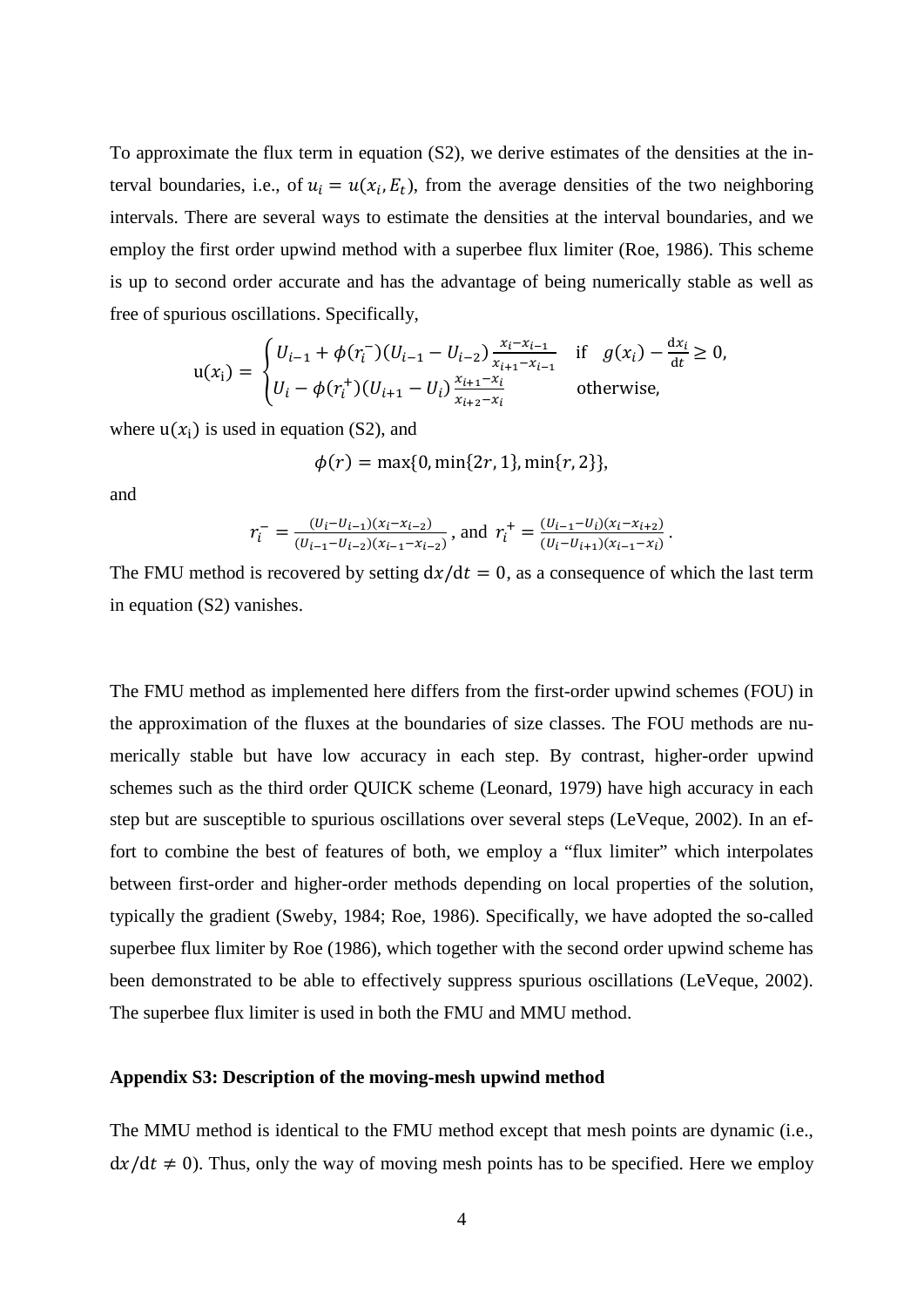To approximate the flux term in equation (S2), we derive estimates of the densities at the interval boundaries, i.e., of $u_i = u(x_i, E_t)$, from the average densities of the two neighboring intervals. There are several ways to estimate the densities at the interval boundaries, and we employ the first order upwind method with a superbee flux limiter (Roe, 1986). This scheme is up to second order accurate and has the advantage of being numerically stable as well as free of spurious oscillations. Specifically,

$$
\mathrm{u}(x_\mathrm{i}) = \begin{cases} U_{i-1} + \phi(r_i^-)(U_{i-1} - U_{i-2})\frac{x_i - x_{i-1}}{x_{i+1} - x_{i-1}} & \text{if} \quad g(x_i) - \frac{\mathrm{d}x_i}{\mathrm{d}t} \geq 0, \\ U_i - \phi(r_i^+)(U_{i+1} - U_i)\frac{x_{i+1} - x_i}{x_{i+2} - x_i} & \text{otherwise,} \end{cases}
$$

where $\mathrm{u}(x_\mathrm{i})$ is used in equation (S2), and

$$
\phi(r) = \max\{0, \min\{2r, 1\}, \min\{r, 2\}\},
$$

and

$$
r_i^- = \frac{(U_i - U_{i-1})(x_i - x_{i-2})}{(U_{i-1} - U_{i-2})(x_{i-1} - x_{i-2})}, \text{ and } r_i^+ = \frac{(U_{i-1} - U_i)(x_i - x_{i+2})}{(U_i - U_{i+1})(x_{i-1} - x_i)}.
$$

The FMU method is recovered by setting $\mathrm{d}x/\mathrm{d}t = 0$, as a consequence of which the last term in equation (S2) vanishes.

The FMU method as implemented here differs from the first-order upwind schemes (FOU) in the approximation of the fluxes at the boundaries of size classes. The FOU methods are numerically stable but have low accuracy in each step. By contrast, higher-order upwind schemes such as the third order QUICK scheme (Leonard, 1979) have high accuracy in each step but are susceptible to spurious oscillations over several steps (LeVeque, 2002). In an effort to combine the best of features of both, we employ a "flux limiter" which interpolates between first-order and higher-order methods depending on local properties of the solution, typically the gradient (Sweby, 1984; Roe, 1986). Specifically, we have adopted the so-called superbee flux limiter by Roe (1986), which together with the second order upwind scheme has been demonstrated to be able to effectively suppress spurious oscillations (LeVeque, 2002). The superbee flux limiter is used in both the FMU and MMU method.

### Appendix S3: Description of the moving-mesh upwind method

The MMU method is identical to the FMU method except that mesh points are dynamic (i.e., $\mathrm{d}x/\mathrm{d}t \neq 0$). Thus, only the way of moving mesh points has to be specified. Here we employ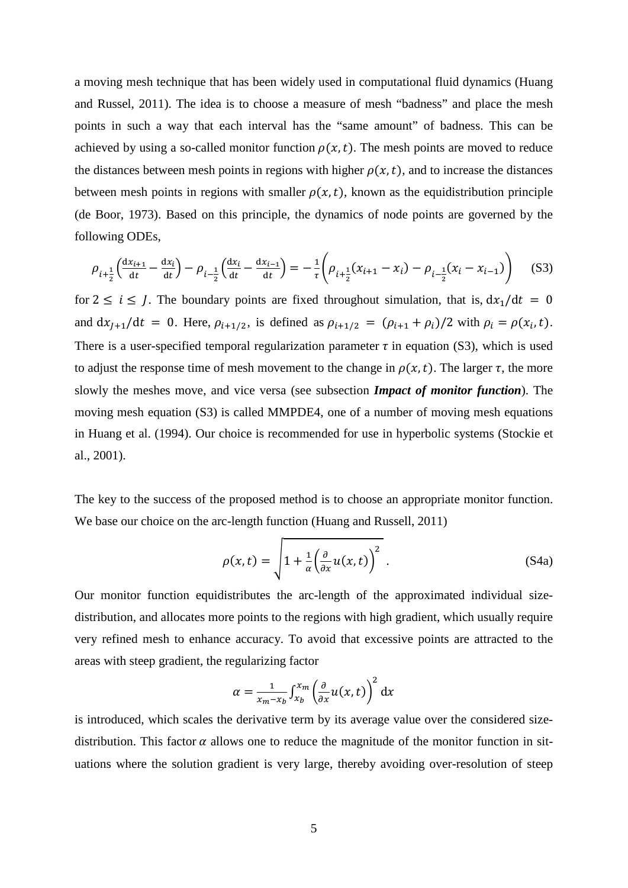a moving mesh technique that has been widely used in computational fluid dynamics (Huang and Russel, 2011). The idea is to choose a measure of mesh "badness" and place the mesh points in such a way that each interval has the "same amount" of badness. This can be achieved by using a so-called monitor function $\rho(x,t)$. The mesh points are moved to reduce the distances between mesh points in regions with higher $\rho(x,t)$, and to increase the distances between mesh points in regions with smaller $\rho(x,t)$, known as the equidistribution principle (de Boor, 1973). Based on this principle, the dynamics of node points are governed by the following ODEs,

$$\rho_{i+\frac{1}{2}}\left(\frac{\mathrm{d}x_{i+1}}{\mathrm{d}t}-\frac{\mathrm{d}x_i}{\mathrm{d}t}\right)-\rho_{i-\frac{1}{2}}\left(\frac{\mathrm{d}x_i}{\mathrm{d}t}-\frac{\mathrm{d}x_{i-1}}{\mathrm{d}t}\right)=-\frac{1}{\tau}\left(\rho_{i+\frac{1}{2}}(x_{i+1}-x_i)-\rho_{i-\frac{1}{2}}(x_i-x_{i-1})\right) \tag{S3}$$

for $2 \leq i \leq J$. The boundary points are fixed throughout simulation, that is, $\mathrm{d}x_1/\mathrm{d}t = 0$ and $\mathrm{d}x_{J+1}/\mathrm{d}t = 0$. Here, $\rho_{i+1/2}$, is defined as $\rho_{i+1/2} = (\rho_{i+1}+\rho_i)/2$ with $\rho_i = \rho(x_i,t)$. There is a user-specified temporal regularization parameter $\tau$ in equation (S3), which is used to adjust the response time of mesh movement to the change in $\rho(x,t)$. The larger $\tau$, the more slowly the meshes move, and vice versa (see subsection ***Impact of monitor function***). The moving mesh equation (S3) is called MMPDE4, one of a number of moving mesh equations in Huang et al. (1994). Our choice is recommended for use in hyperbolic systems (Stockie et al., 2001).

The key to the success of the proposed method is to choose an appropriate monitor function. We base our choice on the arc-length function (Huang and Russell, 2011)

$$\rho(x,t) = \sqrt{1+\frac{1}{\alpha}\left(\frac{\partial}{\partial x}u(x,t)\right)^2}\ . \tag{S4a}$$

Our monitor function equidistributes the arc-length of the approximated individual size-distribution, and allocates more points to the regions with high gradient, which usually require very refined mesh to enhance accuracy. To avoid that excessive points are attracted to the areas with steep gradient, the regularizing factor

$$\alpha = \frac{1}{x_m - x_b}\int_{x_b}^{x_m}\left(\frac{\partial}{\partial x}u(x,t)\right)^2 \mathrm{d}x$$

is introduced, which scales the derivative term by its average value over the considered size-distribution. This factor $\alpha$ allows one to reduce the magnitude of the monitor function in situations where the solution gradient is very large, thereby avoiding over-resolution of steep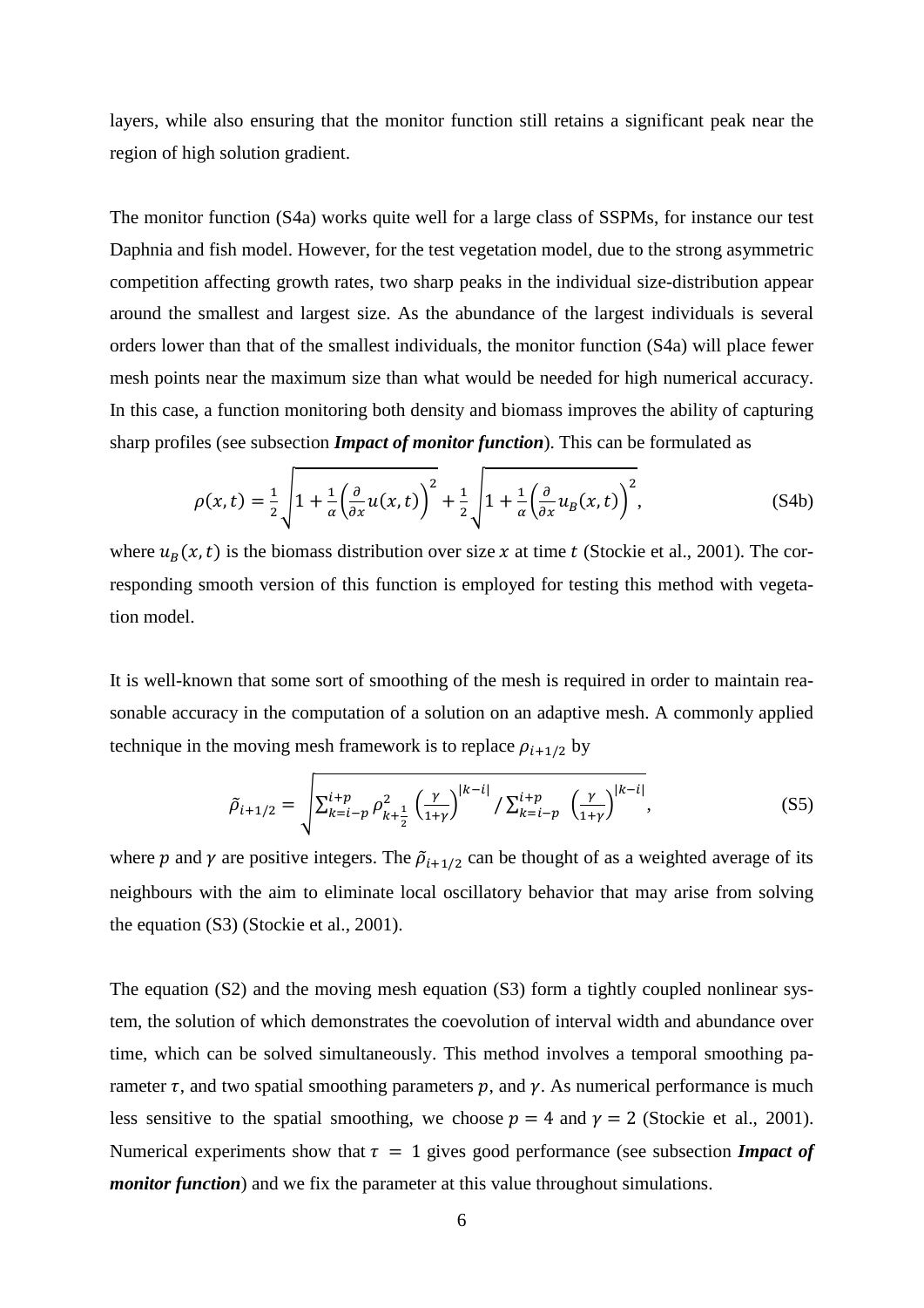layers, while also ensuring that the monitor function still retains a significant peak near the region of high solution gradient.

The monitor function (S4a) works quite well for a large class of SSPMs, for instance our test Daphnia and fish model. However, for the test vegetation model, due to the strong asymmetric competition affecting growth rates, two sharp peaks in the individual size-distribution appear around the smallest and largest size. As the abundance of the largest individuals is several orders lower than that of the smallest individuals, the monitor function (S4a) will place fewer mesh points near the maximum size than what would be needed for high numerical accuracy. In this case, a function monitoring both density and biomass improves the ability of capturing sharp profiles (see subsection ***Impact of monitor function***). This can be formulated as

$$\rho(x,t) = \frac{1}{2}\sqrt{1 + \frac{1}{\alpha}\left(\frac{\partial}{\partial x}u(x,t)\right)^2} + \frac{1}{2}\sqrt{1 + \frac{1}{\alpha}\left(\frac{\partial}{\partial x}u_B(x,t)\right)^2}, \tag{S4b}$$

where $u_B(x,t)$ is the biomass distribution over size $x$ at time $t$ (Stockie et al., 2001). The corresponding smooth version of this function is employed for testing this method with vegetation model.

It is well-known that some sort of smoothing of the mesh is required in order to maintain reasonable accuracy in the computation of a solution on an adaptive mesh. A commonly applied technique in the moving mesh framework is to replace $\rho_{i+1/2}$ by

$$\tilde{\rho}_{i+1/2} = \sqrt{\sum_{k=i-p}^{i+p} \rho_{k+\frac{1}{2}}^2 \left(\frac{\gamma}{1+\gamma}\right)^{|k-i|} \Big/ \sum_{k=i-p}^{i+p} \left(\frac{\gamma}{1+\gamma}\right)^{|k-i|}}, \tag{S5}$$

where $p$ and $\gamma$ are positive integers. The $\tilde{\rho}_{i+1/2}$ can be thought of as a weighted average of its neighbours with the aim to eliminate local oscillatory behavior that may arise from solving the equation (S3) (Stockie et al., 2001).

The equation (S2) and the moving mesh equation (S3) form a tightly coupled nonlinear system, the solution of which demonstrates the coevolution of interval width and abundance over time, which can be solved simultaneously. This method involves a temporal smoothing parameter $\tau$, and two spatial smoothing parameters $p$, and $\gamma$. As numerical performance is much less sensitive to the spatial smoothing, we choose $p = 4$ and $\gamma = 2$ (Stockie et al., 2001). Numerical experiments show that $\tau = 1$ gives good performance (see subsection ***Impact of monitor function***) and we fix the parameter at this value throughout simulations.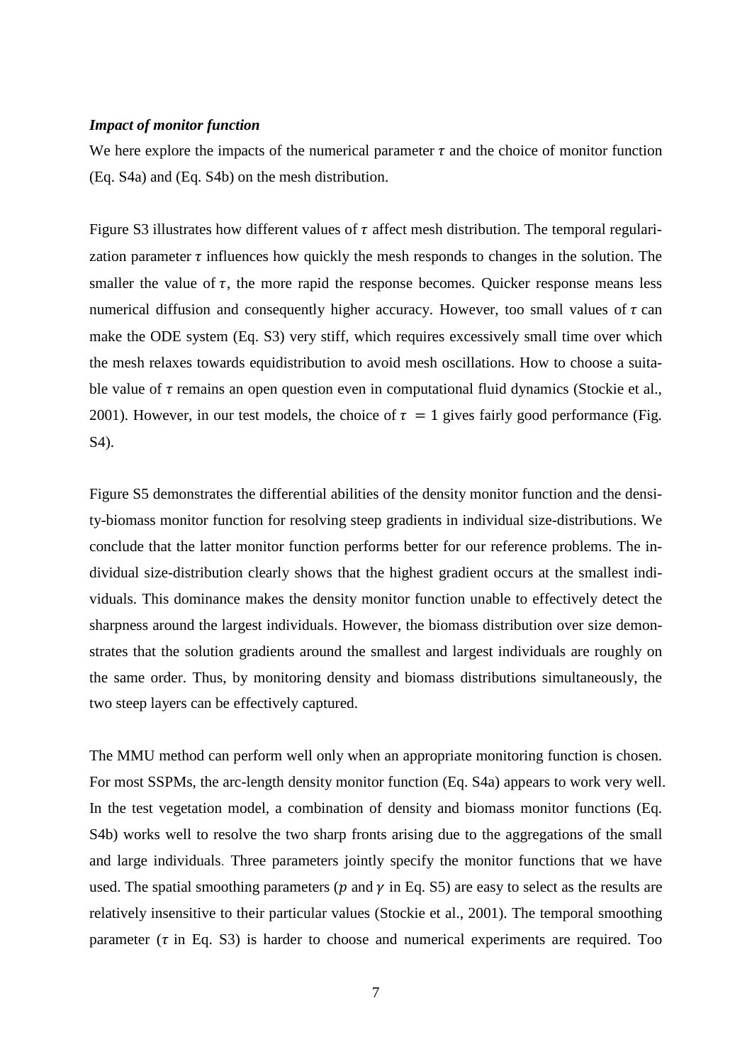***Impact of monitor function***

We here explore the impacts of the numerical parameter $\tau$ and the choice of monitor function (Eq. S4a) and (Eq. S4b) on the mesh distribution.

Figure S3 illustrates how different values of $\tau$ affect mesh distribution. The temporal regularization parameter $\tau$ influences how quickly the mesh responds to changes in the solution. The smaller the value of $\tau$, the more rapid the response becomes. Quicker response means less numerical diffusion and consequently higher accuracy. However, too small values of $\tau$ can make the ODE system (Eq. S3) very stiff, which requires excessively small time over which the mesh relaxes towards equidistribution to avoid mesh oscillations. How to choose a suitable value of $\tau$ remains an open question even in computational fluid dynamics (Stockie et al., 2001). However, in our test models, the choice of $\tau = 1$ gives fairly good performance (Fig. S4).

Figure S5 demonstrates the differential abilities of the density monitor function and the density-biomass monitor function for resolving steep gradients in individual size-distributions. We conclude that the latter monitor function performs better for our reference problems. The individual size-distribution clearly shows that the highest gradient occurs at the smallest individuals. This dominance makes the density monitor function unable to effectively detect the sharpness around the largest individuals. However, the biomass distribution over size demonstrates that the solution gradients around the smallest and largest individuals are roughly on the same order. Thus, by monitoring density and biomass distributions simultaneously, the two steep layers can be effectively captured.

The MMU method can perform well only when an appropriate monitoring function is chosen. For most SSPMs, the arc-length density monitor function (Eq. S4a) appears to work very well. In the test vegetation model, a combination of density and biomass monitor functions (Eq. S4b) works well to resolve the two sharp fronts arising due to the aggregations of the small and large individuals. Three parameters jointly specify the monitor functions that we have used. The spatial smoothing parameters ($p$ and $\gamma$ in Eq. S5) are easy to select as the results are relatively insensitive to their particular values (Stockie et al., 2001). The temporal smoothing parameter ($\tau$ in Eq. S3) is harder to choose and numerical experiments are required. Too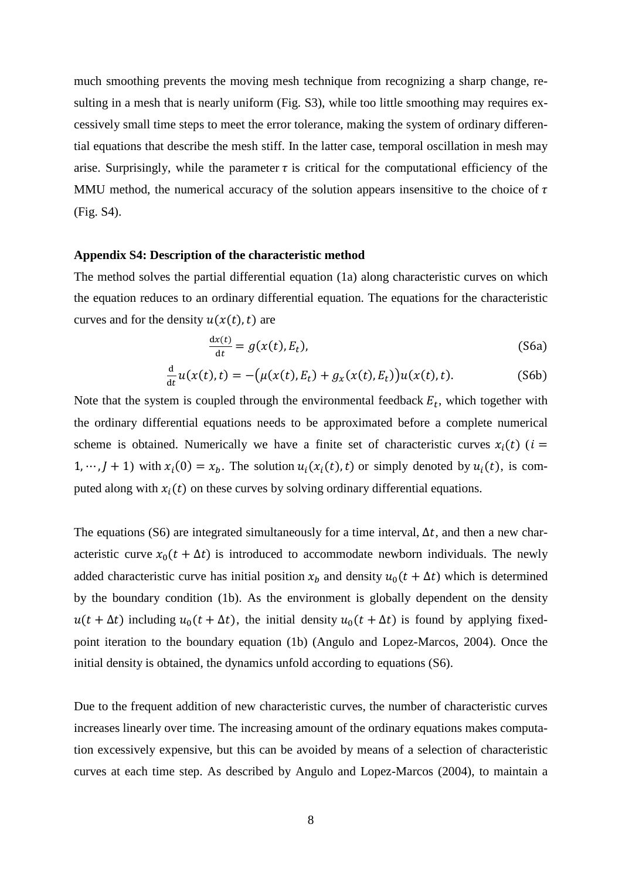much smoothing prevents the moving mesh technique from recognizing a sharp change, resulting in a mesh that is nearly uniform (Fig. S3), while too little smoothing may requires excessively small time steps to meet the error tolerance, making the system of ordinary differential equations that describe the mesh stiff. In the latter case, temporal oscillation in mesh may arise. Surprisingly, while the parameter $\tau$ is critical for the computational efficiency of the MMU method, the numerical accuracy of the solution appears insensitive to the choice of $\tau$ (Fig. S4).

**Appendix S4: Description of the characteristic method**

The method solves the partial differential equation (1a) along characteristic curves on which the equation reduces to an ordinary differential equation. The equations for the characteristic curves and for the density $u(x(t), t)$ are

$$\frac{\mathrm{d}x(t)}{\mathrm{d}t} = g(x(t), E_t), \tag{S6a}$$

$$\frac{\mathrm{d}}{\mathrm{d}t} u(x(t), t) = -\big(\mu(x(t), E_t) + g_x(x(t), E_t)\big) u(x(t), t). \tag{S6b}$$

Note that the system is coupled through the environmental feedback $E_t$, which together with the ordinary differential equations needs to be approximated before a complete numerical scheme is obtained. Numerically we have a finite set of characteristic curves $x_i(t)$ ($i = 1, \cdots, J+1$) with $x_i(0) = x_b$. The solution $u_i(x_i(t), t)$ or simply denoted by $u_i(t)$, is computed along with $x_i(t)$ on these curves by solving ordinary differential equations.

The equations (S6) are integrated simultaneously for a time interval, $\Delta t$, and then a new characteristic curve $x_0(t + \Delta t)$ is introduced to accommodate newborn individuals. The newly added characteristic curve has initial position $x_b$ and density $u_0(t + \Delta t)$ which is determined by the boundary condition (1b). As the environment is globally dependent on the density $u(t + \Delta t)$ including $u_0(t + \Delta t)$, the initial density $u_0(t + \Delta t)$ is found by applying fixed-point iteration to the boundary equation (1b) (Angulo and Lopez-Marcos, 2004). Once the initial density is obtained, the dynamics unfold according to equations (S6).

Due to the frequent addition of new characteristic curves, the number of characteristic curves increases linearly over time. The increasing amount of the ordinary equations makes computation excessively expensive, but this can be avoided by means of a selection of characteristic curves at each time step. As described by Angulo and Lopez-Marcos (2004), to maintain a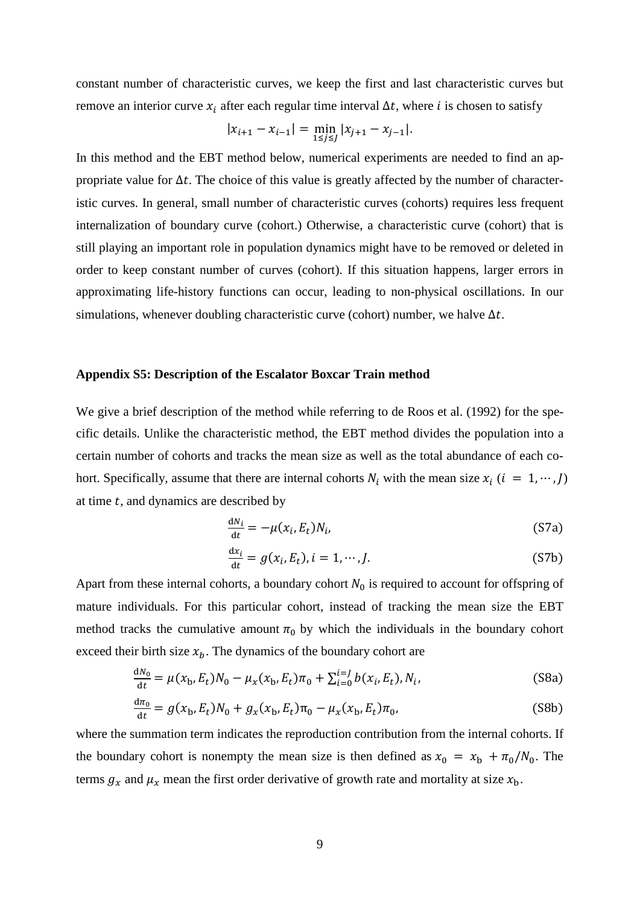constant number of characteristic curves, we keep the first and last characteristic curves but remove an interior curve $x_i$ after each regular time interval $\Delta t$, where $i$ is chosen to satisfy

$$|x_{i+1} - x_{i-1}| = \min_{1 \le j \le J} |x_{j+1} - x_{j-1}|.$$

In this method and the EBT method below, numerical experiments are needed to find an appropriate value for $\Delta t$. The choice of this value is greatly affected by the number of characteristic curves. In general, small number of characteristic curves (cohorts) requires less frequent internalization of boundary curve (cohort.) Otherwise, a characteristic curve (cohort) that is still playing an important role in population dynamics might have to be removed or deleted in order to keep constant number of curves (cohort). If this situation happens, larger errors in approximating life-history functions can occur, leading to non-physical oscillations. In our simulations, whenever doubling characteristic curve (cohort) number, we halve $\Delta t$.

**Appendix S5: Description of the Escalator Boxcar Train method**

We give a brief description of the method while referring to de Roos et al. (1992) for the specific details. Unlike the characteristic method, the EBT method divides the population into a certain number of cohorts and tracks the mean size as well as the total abundance of each cohort. Specifically, assume that there are internal cohorts $N_i$ with the mean size $x_i$ ($i = 1, \cdots, J$) at time $t$, and dynamics are described by

$$\frac{dN_i}{dt} = -\mu(x_i, E_t)N_i, \tag{S7a}$$

$$\frac{dx_i}{dt} = g(x_i, E_t), i = 1, \cdots, J. \tag{S7b}$$

Apart from these internal cohorts, a boundary cohort $N_0$ is required to account for offspring of mature individuals. For this particular cohort, instead of tracking the mean size the EBT method tracks the cumulative amount $\pi_0$ by which the individuals in the boundary cohort exceed their birth size $x_b$. The dynamics of the boundary cohort are

$$\frac{dN_0}{dt} = \mu(x_b, E_t)N_0 - \mu_x(x_b, E_t)\pi_0 + \sum_{i=0}^{i=J} b(x_i, E_t), N_i, \tag{S8a}$$

$$\frac{d\pi_0}{dt} = g(x_b, E_t)N_0 + g_x(x_b, E_t)\pi_0 - \mu_x(x_b, E_t)\pi_0, \tag{S8b}$$

where the summation term indicates the reproduction contribution from the internal cohorts. If the boundary cohort is nonempty the mean size is then defined as $x_0 = x_b + \pi_0/N_0$. The terms $g_x$ and $\mu_x$ mean the first order derivative of growth rate and mortality at size $x_b$.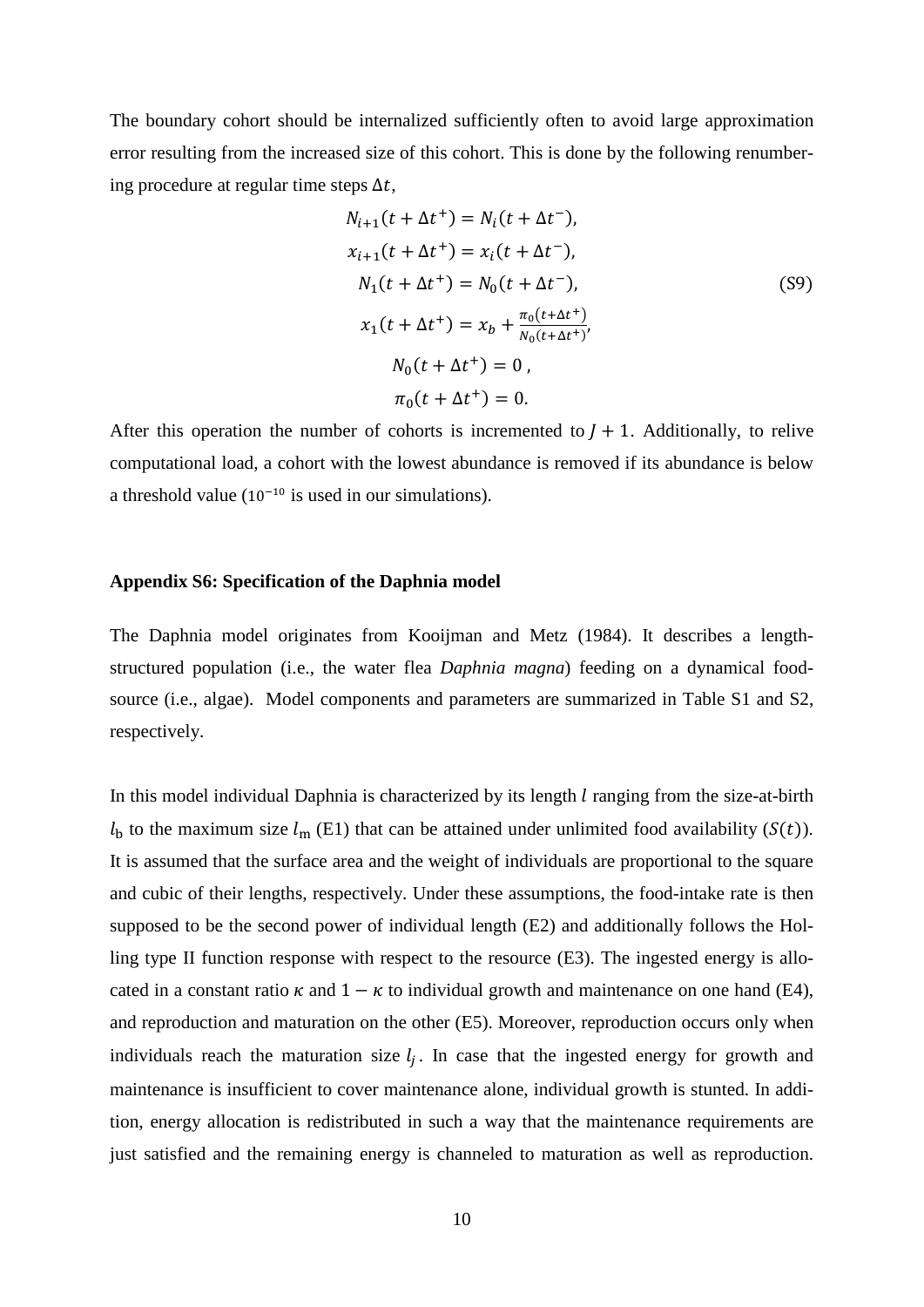The boundary cohort should be internalized sufficiently often to avoid large approximation error resulting from the increased size of this cohort. This is done by the following renumbering procedure at regular time steps $\Delta t$,

$$
\begin{aligned}
N_{i+1}(t+\Delta t^{+}) &= N_i(t+\Delta t^{-}), \\
x_{i+1}(t+\Delta t^{+}) &= x_i(t+\Delta t^{-}), \\
N_1(t+\Delta t^{+}) &= N_0(t+\Delta t^{-}), \\
x_1(t+\Delta t^{+}) &= x_b + \frac{\pi_0(t+\Delta t^{+})}{N_0(t+\Delta t^{+})}, \\
N_0(t+\Delta t^{+}) &= 0\,, \\
\pi_0(t+\Delta t^{+}) &= 0.
\end{aligned}
\tag{S9}
$$

After this operation the number of cohorts is incremented to $J+1$. Additionally, to relive computational load, a cohort with the lowest abundance is removed if its abundance is below a threshold value ($10^{-10}$ is used in our simulations).

### Appendix S6: Specification of the Daphnia model

The Daphnia model originates from Kooijman and Metz (1984). It describes a length-structured population (i.e., the water flea *Daphnia magna*) feeding on a dynamical food-source (i.e., algae). Model components and parameters are summarized in Table S1 and S2, respectively.

In this model individual Daphnia is characterized by its length $l$ ranging from the size-at-birth $l_{\mathrm{b}}$ to the maximum size $l_{\mathrm{m}}$ (E1) that can be attained under unlimited food availability ($S(t)$). It is assumed that the surface area and the weight of individuals are proportional to the square and cubic of their lengths, respectively. Under these assumptions, the food-intake rate is then supposed to be the second power of individual length (E2) and additionally follows the Holling type II function response with respect to the resource (E3). The ingested energy is allocated in a constant ratio $\kappa$ and $1-\kappa$ to individual growth and maintenance on one hand (E4), and reproduction and maturation on the other (E5). Moreover, reproduction occurs only when individuals reach the maturation size $l_j$. In case that the ingested energy for growth and maintenance is insufficient to cover maintenance alone, individual growth is stunted. In addition, energy allocation is redistributed in such a way that the maintenance requirements are just satisfied and the remaining energy is channeled to maturation as well as reproduction.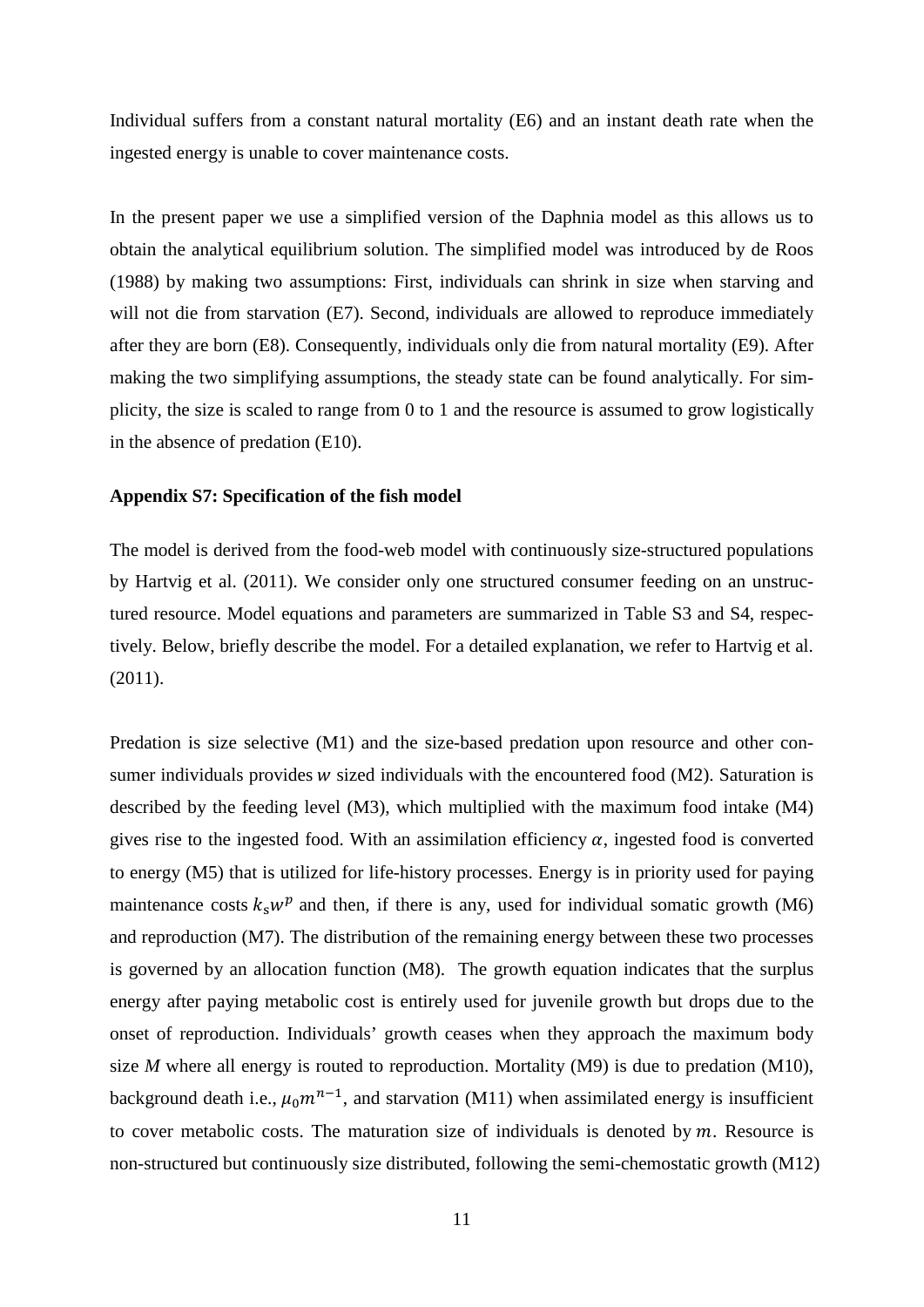Individual suffers from a constant natural mortality (E6) and an instant death rate when the ingested energy is unable to cover maintenance costs.

In the present paper we use a simplified version of the Daphnia model as this allows us to obtain the analytical equilibrium solution. The simplified model was introduced by de Roos (1988) by making two assumptions: First, individuals can shrink in size when starving and will not die from starvation (E7). Second, individuals are allowed to reproduce immediately after they are born (E8). Consequently, individuals only die from natural mortality (E9). After making the two simplifying assumptions, the steady state can be found analytically. For simplicity, the size is scaled to range from 0 to 1 and the resource is assumed to grow logistically in the absence of predation (E10).

### Appendix S7: Specification of the fish model

The model is derived from the food-web model with continuously size-structured populations by Hartvig et al. (2011). We consider only one structured consumer feeding on an unstructured resource. Model equations and parameters are summarized in Table S3 and S4, respectively. Below, briefly describe the model. For a detailed explanation, we refer to Hartvig et al. (2011).

Predation is size selective (M1) and the size-based predation upon resource and other consumer individuals provides $w$ sized individuals with the encountered food (M2). Saturation is described by the feeding level (M3), which multiplied with the maximum food intake (M4) gives rise to the ingested food. With an assimilation efficiency $\alpha$, ingested food is converted to energy (M5) that is utilized for life-history processes. Energy is in priority used for paying maintenance costs $k_s w^p$ and then, if there is any, used for individual somatic growth (M6) and reproduction (M7). The distribution of the remaining energy between these two processes is governed by an allocation function (M8). The growth equation indicates that the surplus energy after paying metabolic cost is entirely used for juvenile growth but drops due to the onset of reproduction. Individuals' growth ceases when they approach the maximum body size $M$ where all energy is routed to reproduction. Mortality (M9) is due to predation (M10), background death i.e., $\mu_0 m^{n-1}$, and starvation (M11) when assimilated energy is insufficient to cover metabolic costs. The maturation size of individuals is denoted by $m$. Resource is non-structured but continuously size distributed, following the semi-chemostatic growth (M12)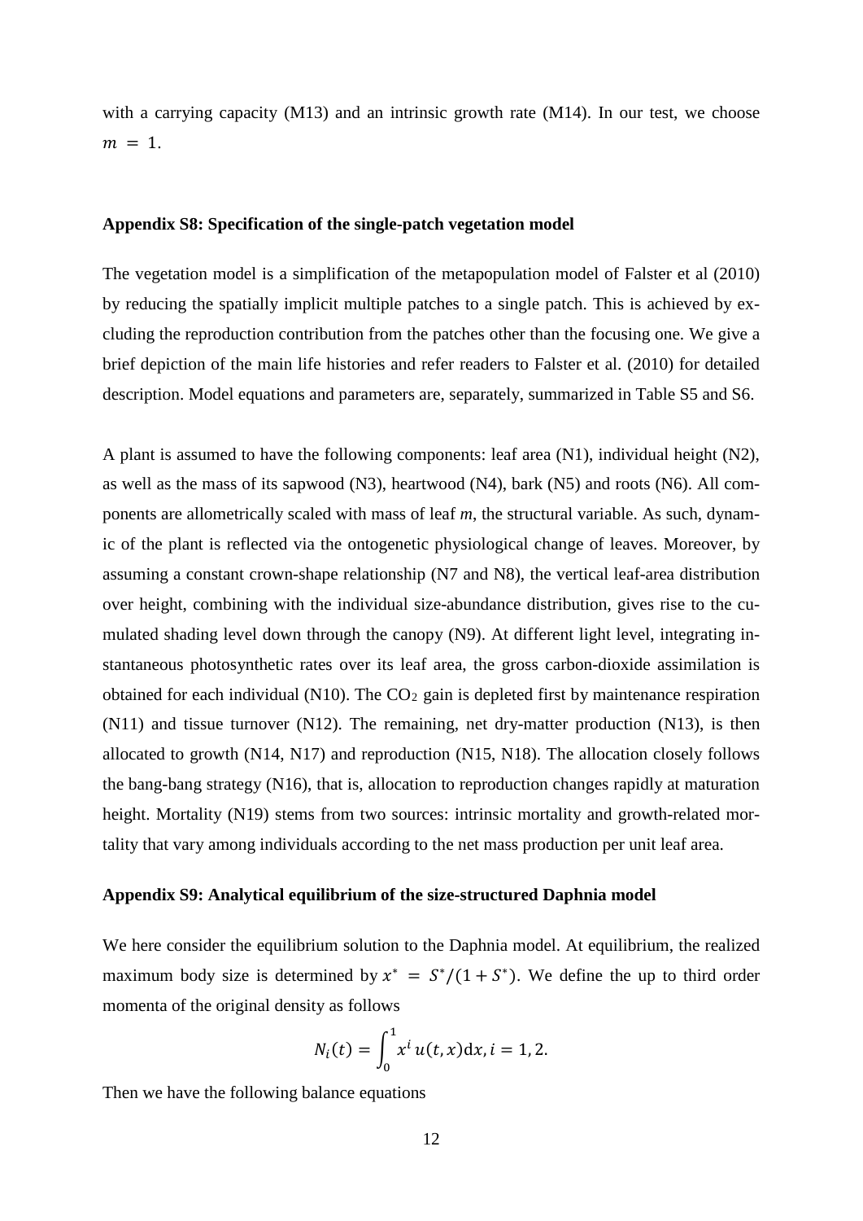with a carrying capacity (M13) and an intrinsic growth rate (M14). In our test, we choose $m = 1$.

**Appendix S8: Specification of the single-patch vegetation model**

The vegetation model is a simplification of the metapopulation model of Falster et al (2010) by reducing the spatially implicit multiple patches to a single patch. This is achieved by excluding the reproduction contribution from the patches other than the focusing one. We give a brief depiction of the main life histories and refer readers to Falster et al. (2010) for detailed description. Model equations and parameters are, separately, summarized in Table S5 and S6.

A plant is assumed to have the following components: leaf area (N1), individual height (N2), as well as the mass of its sapwood (N3), heartwood (N4), bark (N5) and roots (N6). All components are allometrically scaled with mass of leaf *m*, the structural variable. As such, dynamic of the plant is reflected via the ontogenetic physiological change of leaves. Moreover, by assuming a constant crown-shape relationship (N7 and N8), the vertical leaf-area distribution over height, combining with the individual size-abundance distribution, gives rise to the cumulated shading level down through the canopy (N9). At different light level, integrating instantaneous photosynthetic rates over its leaf area, the gross carbon-dioxide assimilation is obtained for each individual (N10). The $CO_2$ gain is depleted first by maintenance respiration (N11) and tissue turnover (N12). The remaining, net dry-matter production (N13), is then allocated to growth (N14, N17) and reproduction (N15, N18). The allocation closely follows the bang-bang strategy (N16), that is, allocation to reproduction changes rapidly at maturation height. Mortality (N19) stems from two sources: intrinsic mortality and growth-related mortality that vary among individuals according to the net mass production per unit leaf area.

**Appendix S9: Analytical equilibrium of the size-structured Daphnia model**

We here consider the equilibrium solution to the Daphnia model. At equilibrium, the realized maximum body size is determined by $x^* = S^*/(1 + S^*)$. We define the up to third order momenta of the original density as follows

$$N_i(t) = \int_0^1 x^i \, u(t, x) \mathrm{d}x, i = 1, 2.$$

Then we have the following balance equations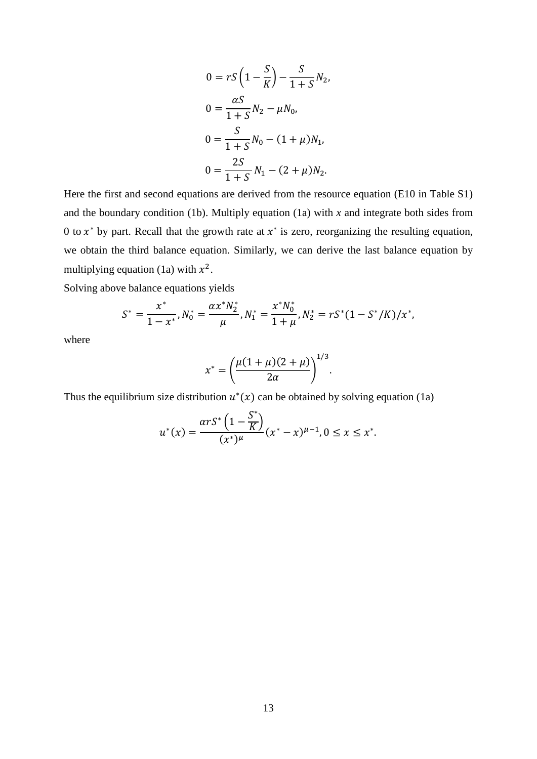$$0 = rS\left(1 - \frac{S}{K}\right) - \frac{S}{1+S}N_2,$$

$$0 = \frac{\alpha S}{1+S}N_2 - \mu N_0,$$

$$0 = \frac{S}{1+S}N_0 - (1+\mu)N_1,$$

$$0 = \frac{2S}{1+S}N_1 - (2+\mu)N_2.$$

Here the first and second equations are derived from the resource equation (E10 in Table S1) and the boundary condition (1b). Multiply equation (1a) with *x* and integrate both sides from 0 to $x^*$ by part. Recall that the growth rate at $x^*$ is zero, reorganizing the resulting equation, we obtain the third balance equation. Similarly, we can derive the last balance equation by multiplying equation (1a) with $x^2$.

Solving above balance equations yields

$$S^* = \frac{x^*}{1-x^*}, N_0^* = \frac{\alpha x^* N_2^*}{\mu}, N_1^* = \frac{x^* N_0^*}{1+\mu}, N_2^* = rS^*(1 - S^*/K)/x^*,$$

where

$$x^* = \left(\frac{\mu(1+\mu)(2+\mu)}{2\alpha}\right)^{1/3}.$$

Thus the equilibrium size distribution $u^*(x)$ can be obtained by solving equation (1a)

$$u^*(x) = \frac{\alpha r S^*\left(1 - \frac{S^*}{K}\right)}{(x^*)^\mu}(x^* - x)^{\mu-1}, 0 \le x \le x^*.$$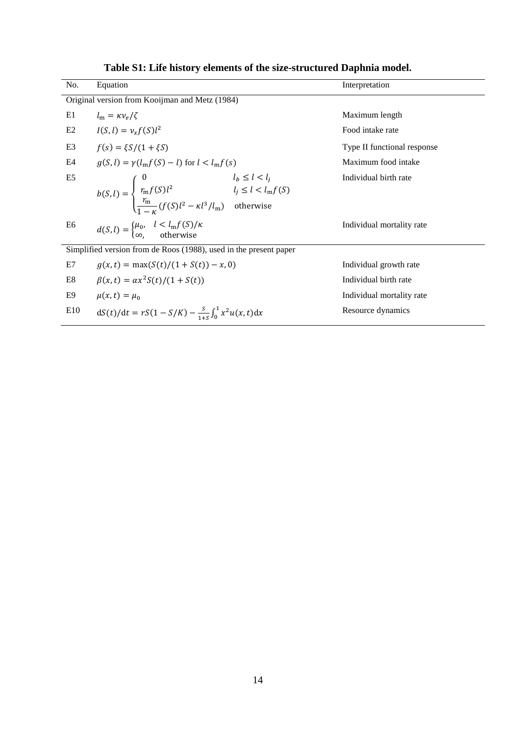**Table S1: Life history elements of the size-structured Daphnia model.**

| No. | Equation | Interpretation |
|---|---|---|
| Original version from Kooijman and Metz (1984) | | |
| E1 | $l_{\mathrm{m}} = \kappa \nu_e / \zeta$ | Maximum length |
| E2 | $I(S,l) = \nu_x f(S) l^2$ | Food intake rate |
| E3 | $f(s) = \xi S/(1+\xi S)$ | Type II functional response |
| E4 | $g(S,l) = \gamma(l_{\mathrm{m}} f(S) - l)$ for $l < l_{\mathrm{m}} f(s)$ | Maximum food intake |
| E5 | $b(S,l) = \begin{cases} 0 & l_b \leq l < l_j \\ r_{\mathrm{m}} f(S) l^2 & l_j \leq l < l_{\mathrm{m}} f(S) \\ \dfrac{r_{\mathrm{m}}}{1-\kappa}(f(S)l^2 - \kappa l^3/l_{\mathrm{m}}) & \text{otherwise} \end{cases}$ | Individual birth rate |
| E6 | $d(S,l) = \begin{cases} \mu_0, & l < l_{\mathrm{m}} f(S)/\kappa \\ \infty, & \text{otherwise} \end{cases}$ | Individual mortality rate |
| Simplified version from de Roos (1988), used in the present paper | | |
| E7 | $g(x,t) = \max(S(t)/(1+S(t)) - x, 0)$ | Individual growth rate |
| E8 | $\beta(x,t) = \alpha x^2 S(t)/(1+S(t))$ | Individual birth rate |
| E9 | $\mu(x,t) = \mu_0$ | Individual mortality rate |
| E10 | $\mathrm{d}S(t)/\mathrm{d}t = rS(1-S/K) - \frac{S}{1+S}\int_0^1 x^2 u(x,t)\mathrm{d}x$ | Resource dynamics |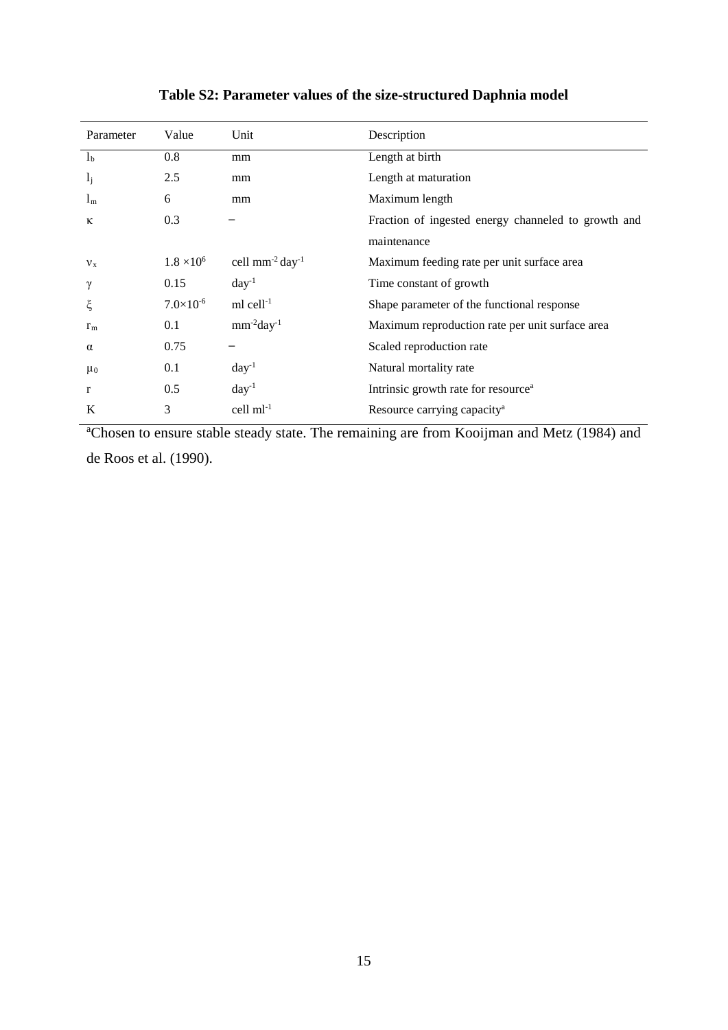**Table S2: Parameter values of the size-structured Daphnia model**

| Parameter | Value | Unit | Description |
|---|---|---|---|
| $l_b$ | 0.8 | mm | Length at birth |
| $l_j$ | 2.5 | mm | Length at maturation |
| $l_m$ | 6 | mm | Maximum length |
| $\kappa$ | 0.3 | – | Fraction of ingested energy channeled to growth and maintenance |
| $\nu_x$ | $1.8 \times 10^6$ | cell $mm^{-2}$ $day^{-1}$ | Maximum feeding rate per unit surface area |
| $\gamma$ | 0.15 | $day^{-1}$ | Time constant of growth |
| $\xi$ | $7.0 \times 10^{-6}$ | ml $cell^{-1}$ | Shape parameter of the functional response |
| $r_m$ | 0.1 | $mm^{-2} day^{-1}$ | Maximum reproduction rate per unit surface area |
| $\alpha$ | 0.75 | – | Scaled reproduction rate |
| $\mu_0$ | 0.1 | $day^{-1}$ | Natural mortality rate |
| r | 0.5 | $day^{-1}$ | Intrinsic growth rate for resource[a] |
| K | 3 | cell $ml^{-1}$ | Resource carrying capacity[a] |

[a]Chosen to ensure stable steady state. The remaining are from Kooijman and Metz (1984) and de Roos et al. (1990).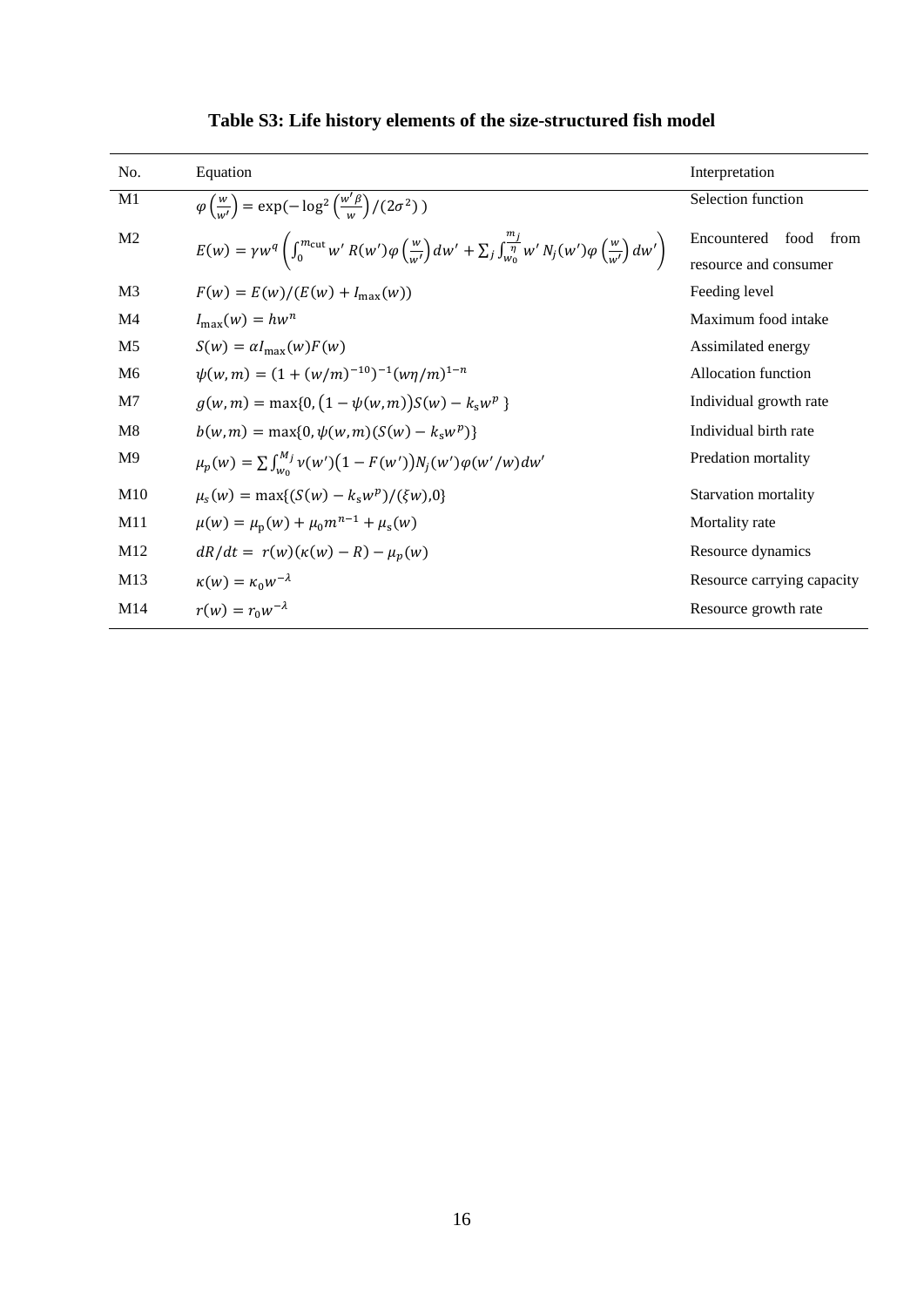**Table S3: Life history elements of the size-structured fish model**

| No. | Equation | Interpretation |
| --- | --- | --- |
| M1 | $\varphi\left(\frac{w}{w'}\right) = \exp(-\log^2\left(\frac{w'\beta}{w}\right)/(2\sigma^2))$ | Selection function |
| M2 | $E(w) = \gamma w^q \left(\int_0^{m_{\text{cut}}} w'\, R(w')\varphi\left(\frac{w}{w'}\right)dw' + \sum_j \int_{w_0}^{\frac{m_j}{\eta}} w'\, N_j(w')\varphi\left(\frac{w}{w'}\right)dw'\right)$ | Encountered food from resource and consumer |
| M3 | $F(w) = E(w)/(E(w) + I_{\max}(w))$ | Feeding level |
| M4 | $I_{\max}(w) = hw^n$ | Maximum food intake |
| M5 | $S(w) = \alpha I_{\max}(w)F(w)$ | Assimilated energy |
| M6 | $\psi(w, m) = (1 + (w/m)^{-10})^{-1}(w\eta/m)^{1-n}$ | Allocation function |
| M7 | $g(w, m) = \max\{0, (1 - \psi(w, m))S(w) - k_s w^p\}$ | Individual growth rate |
| M8 | $b(w, m) = \max\{0, \psi(w, m)(S(w) - k_s w^p)\}$ | Individual birth rate |
| M9 | $\mu_p(w) = \sum \int_{w_0}^{M_j} \nu(w')(1 - F(w'))N_j(w')\varphi(w'/w)dw'$ | Predation mortality |
| M10 | $\mu_s(w) = \max\{(S(w) - k_s w^p)/(\xi w), 0\}$ | Starvation mortality |
| M11 | $\mu(w) = \mu_p(w) + \mu_0 m^{n-1} + \mu_s(w)$ | Mortality rate |
| M12 | $dR/dt = r(w)(\kappa(w) - R) - \mu_p(w)$ | Resource dynamics |
| M13 | $\kappa(w) = \kappa_0 w^{-\lambda}$ | Resource carrying capacity |
| M14 | $r(w) = r_0 w^{-\lambda}$ | Resource growth rate |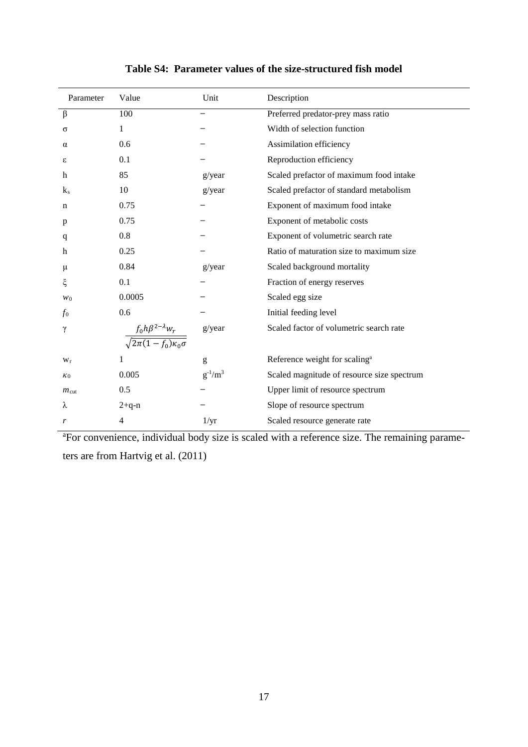**Table S4: Parameter values of the size-structured fish model**

| Parameter | Value | Unit | Description |
|---|---|---|---|
| $\beta$ | 100 | – | Preferred predator-prey mass ratio |
| $\sigma$ | 1 | – | Width of selection function |
| $\alpha$ | 0.6 | – | Assimilation efficiency |
| $\varepsilon$ | 0.1 | – | Reproduction efficiency |
| h | 85 | g/year | Scaled prefactor of maximum food intake |
| $k_s$ | 10 | g/year | Scaled prefactor of standard metabolism |
| n | 0.75 | – | Exponent of maximum food intake |
| p | 0.75 | – | Exponent of metabolic costs |
| q | 0.8 | – | Exponent of volumetric search rate |
| h | 0.25 | – | Ratio of maturation size to maximum size |
| $\mu$ | 0.84 | g/year | Scaled background mortality |
| $\xi$ | 0.1 | – | Fraction of energy reserves |
| $w_0$ | 0.0005 | – | Scaled egg size |
| $f_0$ | 0.6 | – | Initial feeding level |
| $\gamma$ | $\dfrac{f_0 h \beta^{2-\lambda} w_r}{\sqrt{2\pi(1-f_0)\kappa_0\sigma}}$ | g/year | Scaled factor of volumetric search rate |
| $w_r$ | 1 | g | Reference weight for scaling[a] |
| $\kappa_0$ | 0.005 | $g^{-1}/m^3$ | Scaled magnitude of resource size spectrum |
| $m_{cut}$ | 0.5 | – | Upper limit of resource spectrum |
| $\lambda$ | 2+q-n | – | Slope of resource spectrum |
| $r$ | 4 | 1/yr | Scaled resource generate rate |

[a]For convenience, individual body size is scaled with a reference size. The remaining parameters are from Hartvig et al. (2011)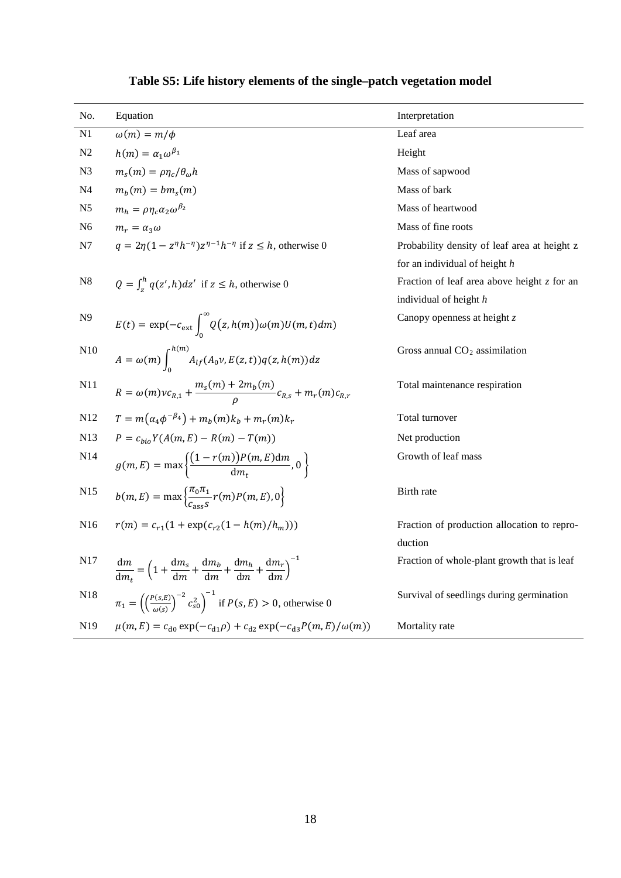**Table S5: Life history elements of the single–patch vegetation model**

| No. | Equation | Interpretation |
|---|---|---|
| N1 | $\omega(m) = m/\phi$ | Leaf area |
| N2 | $h(m) = \alpha_1 \omega^{\beta_1}$ | Height |
| N3 | $m_s(m) = \rho\eta_c/\theta_\omega h$ | Mass of sapwood |
| N4 | $m_b(m) = b m_s(m)$ | Mass of bark |
| N5 | $m_h = \rho\eta_c\alpha_2\omega^{\beta_2}$ | Mass of heartwood |
| N6 | $m_r = \alpha_3\omega$ | Mass of fine roots |
| N7 | $q = 2\eta(1 - z^\eta h^{-\eta})z^{\eta-1}h^{-\eta}$ if $z \leq h$, otherwise 0 | Probability density of leaf area at height z for an individual of height $h$ |
| N8 | $Q = \int_z^h q(z', h)dz'$ if $z \leq h$, otherwise 0 | Fraction of leaf area above height $z$ for an individual of height $h$ |
| N9 | $E(t) = \exp(-c_{\text{ext}} \int_0^\infty Q(z, h(m))\omega(m)U(m,t)dm)$ | Canopy openness at height $z$ |
| N10 | $A = \omega(m) \int_0^{h(m)} A_{lf}(A_0 v, E(z,t))q(z, h(m))dz$ | Gross annual $CO_2$ assimilation |
| N11 | $R = \omega(m)vc_{R,1} + \frac{m_s(m) + 2m_b(m)}{\rho}c_{R,s} + m_r(m)c_{R,r}$ | Total maintenance respiration |
| N12 | $T = m(\alpha_4\phi^{-\beta_4}) + m_b(m)k_b + m_r(m)k_r$ | Total turnover |
| N13 | $P = c_{bio}Y(A(m,E) - R(m) - T(m))$ | Net production |
| N14 | $g(m,E) = \max\left\{\frac{(1 - r(m))P(m,E)\text{d}m}{\text{d}m_t}, 0\right\}$ | Growth of leaf mass |
| N15 | $b(m,E) = \max\left\{\frac{\pi_0\pi_1}{c_{\text{ass}}s}r(m)P(m,E), 0\right\}$ | Birth rate |
| N16 | $r(m) = c_{r1}(1 + \exp(c_{r2}(1 - h(m)/h_m)))$ | Fraction of production allocation to reproduction |
| N17 | $\frac{\text{d}m}{\text{d}m_t} = \left(1 + \frac{\text{d}m_s}{\text{d}m} + \frac{\text{d}m_b}{\text{d}m} + \frac{\text{d}m_h}{\text{d}m} + \frac{\text{d}m_r}{\text{d}m}\right)^{-1}$ | Fraction of whole-plant growth that is leaf |
| N18 | $\pi_1 = \left(\left(\frac{P(s,E)}{\omega(s)}\right)^{-2} c_{s0}^2\right)^{-1}$ if $P(s,E) > 0$, otherwise 0 | Survival of seedlings during germination |
| N19 | $\mu(m,E) = c_{\text{d}0}\exp(-c_{\text{d}1}\rho) + c_{\text{d}2}\exp(-c_{\text{d}3}P(m,E)/\omega(m))$ | Mortality rate |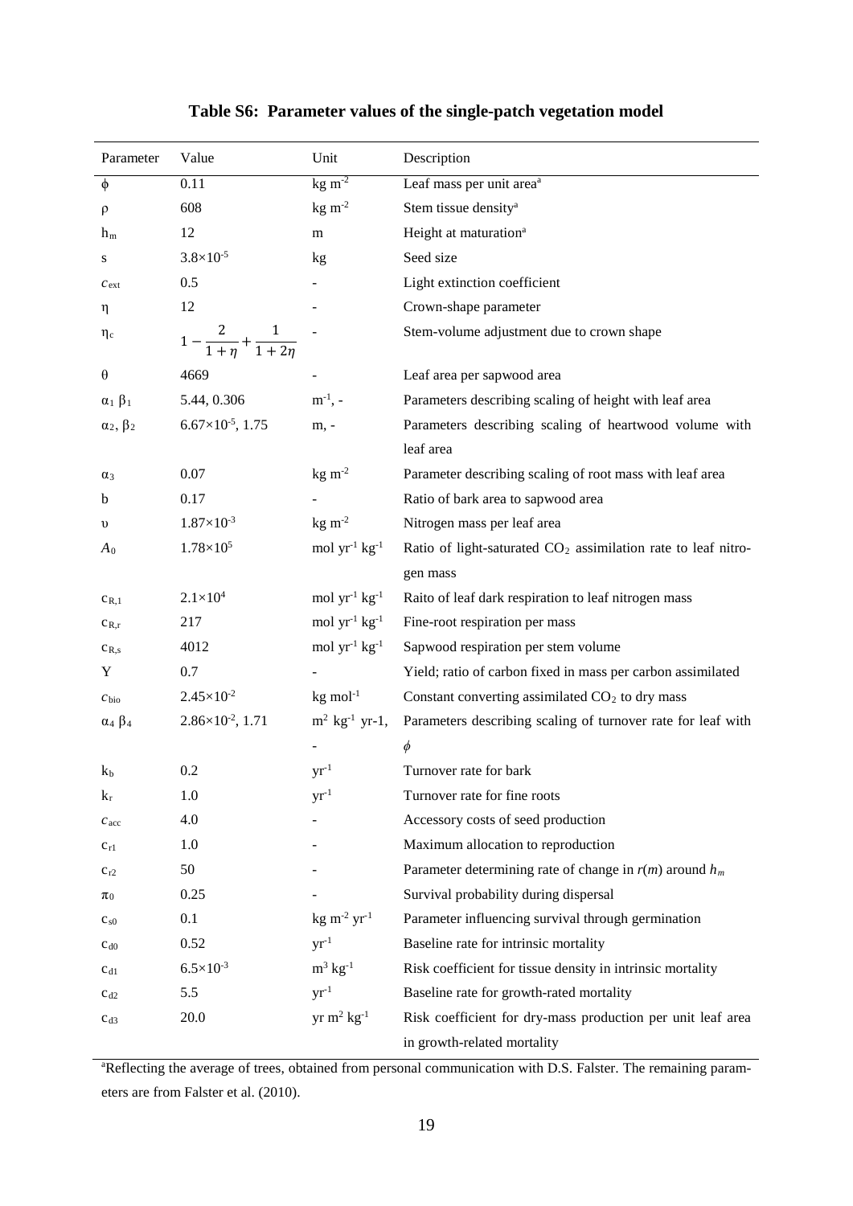**Table S6: Parameter values of the single-patch vegetation model**

| Parameter | Value | Unit | Description |
|---|---|---|---|
| $\phi$ | 0.11 | kg m$^{-2}$ | Leaf mass per unit area[a] |
| $\rho$ | 608 | kg m$^{-2}$ | Stem tissue density[a] |
| $h_m$ | 12 | m | Height at maturation[a] |
| s | $3.8\times10^{-5}$ | kg | Seed size |
| $c_{ext}$ | 0.5 | - | Light extinction coefficient |
| $\eta$ | 12 | - | Crown-shape parameter |
| $\eta_c$ | $1-\dfrac{2}{1+\eta}+\dfrac{1}{1+2\eta}$ | - | Stem-volume adjustment due to crown shape |
| $\theta$ | 4669 | - | Leaf area per sapwood area |
| $\alpha_1$ $\beta_1$ | 5.44, 0.306 | m$^{-1}$, - | Parameters describing scaling of height with leaf area |
| $\alpha_2$, $\beta_2$ | $6.67\times10^{-5}$, 1.75 | m, - | Parameters describing scaling of heartwood volume with leaf area |
| $\alpha_3$ | 0.07 | kg m$^{-2}$ | Parameter describing scaling of root mass with leaf area |
| b | 0.17 | - | Ratio of bark area to sapwood area |
| $\upsilon$ | $1.87\times10^{-3}$ | kg m$^{-2}$ | Nitrogen mass per leaf area |
| $A_0$ | $1.78\times10^{5}$ | mol yr$^{-1}$ kg$^{-1}$ | Ratio of light-saturated $CO_2$ assimilation rate to leaf nitrogen mass |
| $c_{R,1}$ | $2.1\times10^{4}$ | mol yr$^{-1}$ kg$^{-1}$ | Raito of leaf dark respiration to leaf nitrogen mass |
| $c_{R,r}$ | 217 | mol yr$^{-1}$ kg$^{-1}$ | Fine-root respiration per mass |
| $c_{R,s}$ | 4012 | mol yr$^{-1}$ kg$^{-1}$ | Sapwood respiration per stem volume |
| Y | 0.7 | - | Yield; ratio of carbon fixed in mass per carbon assimilated |
| $c_{bio}$ | $2.45\times10^{-2}$ | kg mol$^{-1}$ | Constant converting assimilated $CO_2$ to dry mass |
| $\alpha_4$ $\beta_4$ | $2.86\times10^{-2}$, 1.71 | m$^2$ kg$^{-1}$ yr-1, - | Parameters describing scaling of turnover rate for leaf with $\phi$ |
| $k_b$ | 0.2 | yr$^{-1}$ | Turnover rate for bark |
| $k_r$ | 1.0 | yr$^{-1}$ | Turnover rate for fine roots |
| $c_{acc}$ | 4.0 | - | Accessory costs of seed production |
| $c_{r1}$ | 1.0 | - | Maximum allocation to reproduction |
| $c_{r2}$ | 50 | - | Parameter determining rate of change in $r(m)$ around $h_m$ |
| $\pi_0$ | 0.25 | - | Survival probability during dispersal |
| $c_{s0}$ | 0.1 | kg m$^{-2}$ yr$^{-1}$ | Parameter influencing survival through germination |
| $c_{d0}$ | 0.52 | yr$^{-1}$ | Baseline rate for intrinsic mortality |
| $c_{d1}$ | $6.5\times10^{-3}$ | m$^3$ kg$^{-1}$ | Risk coefficient for tissue density in intrinsic mortality |
| $c_{d2}$ | 5.5 | yr$^{-1}$ | Baseline rate for growth-rated mortality |
| $c_{d3}$ | 20.0 | yr m$^2$ kg$^{-1}$ | Risk coefficient for dry-mass production per unit leaf area in growth-related mortality |

[a]Reflecting the average of trees, obtained from personal communication with D.S. Falster. The remaining parameters are from Falster et al. (2010).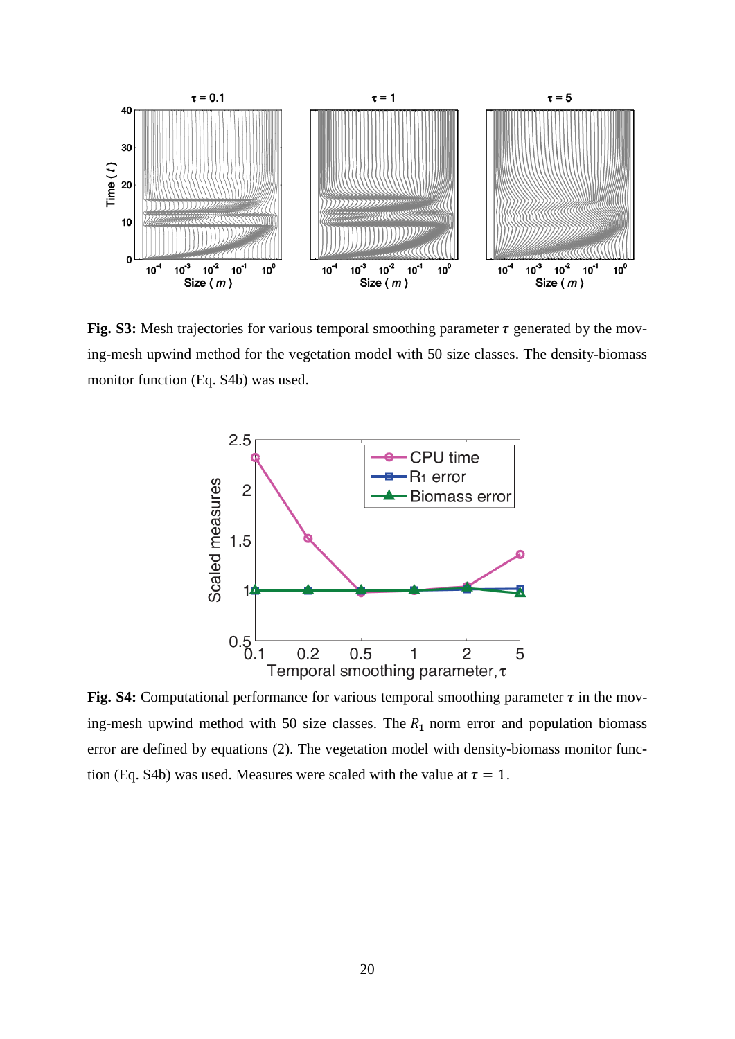**Fig. S3:** Mesh trajectories for various temporal smoothing parameter $\tau$ generated by the moving-mesh upwind method for the vegetation model with 50 size classes. The density-biomass monitor function (Eq. S4b) was used.

**Fig. S4:** Computational performance for various temporal smoothing parameter $\tau$ in the moving-mesh upwind method with 50 size classes. The $R_1$ norm error and population biomass error are defined by equations (2). The vegetation model with density-biomass monitor function (Eq. S4b) was used. Measures were scaled with the value at $\tau = 1$.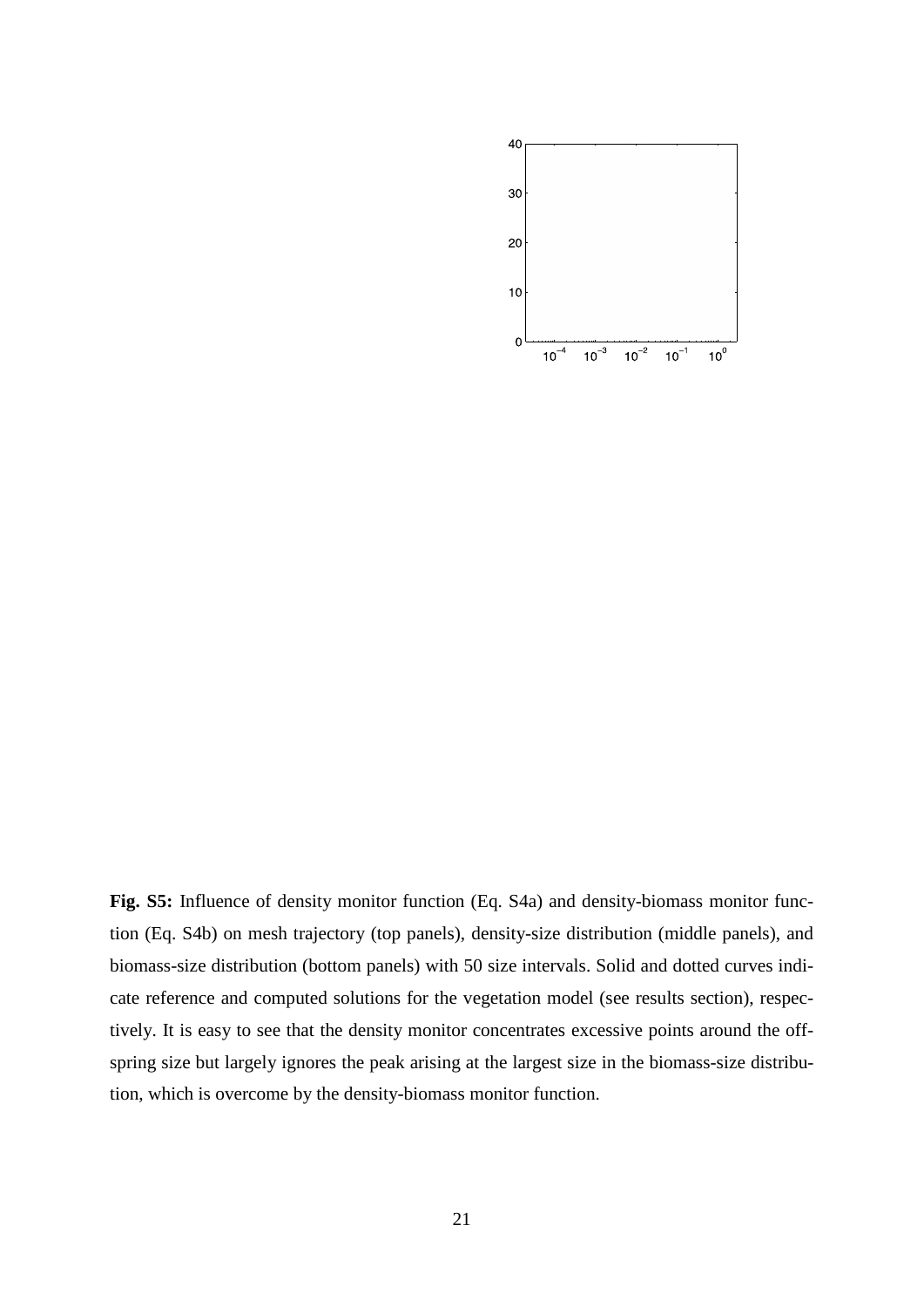**Fig. S5:** Influence of density monitor function (Eq. S4a) and density-biomass monitor function (Eq. S4b) on mesh trajectory (top panels), density-size distribution (middle panels), and biomass-size distribution (bottom panels) with 50 size intervals. Solid and dotted curves indicate reference and computed solutions for the vegetation model (see results section), respectively. It is easy to see that the density monitor concentrates excessive points around the offspring size but largely ignores the peak arising at the largest size in the biomass-size distribution, which is overcome by the density-biomass monitor function.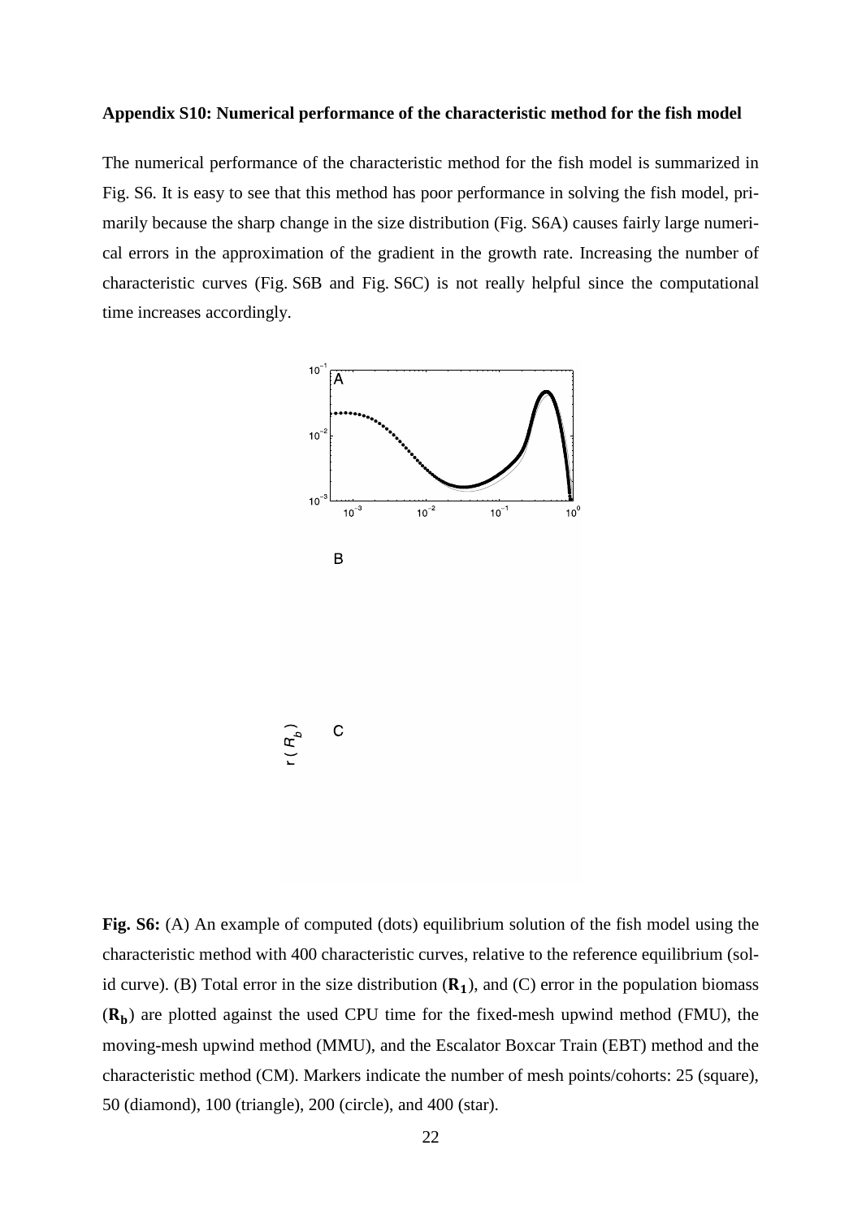**Appendix S10: Numerical performance of the characteristic method for the fish model**

The numerical performance of the characteristic method for the fish model is summarized in Fig. S6. It is easy to see that this method has poor performance in solving the fish model, primarily because the sharp change in the size distribution (Fig. S6A) causes fairly large numerical errors in the approximation of the gradient in the growth rate. Increasing the number of characteristic curves (Fig. S6B and Fig. S6C) is not really helpful since the computational time increases accordingly.

**Fig. S6:** (A) An example of computed (dots) equilibrium solution of the fish model using the characteristic method with 400 characteristic curves, relative to the reference equilibrium (solid curve). (B) Total error in the size distribution ($\mathbf{R_1}$), and (C) error in the population biomass ($\mathbf{R_b}$) are plotted against the used CPU time for the fixed-mesh upwind method (FMU), the moving-mesh upwind method (MMU), and the Escalator Boxcar Train (EBT) method and the characteristic method (CM). Markers indicate the number of mesh points/cohorts: 25 (square), 50 (diamond), 100 (triangle), 200 (circle), and 400 (star).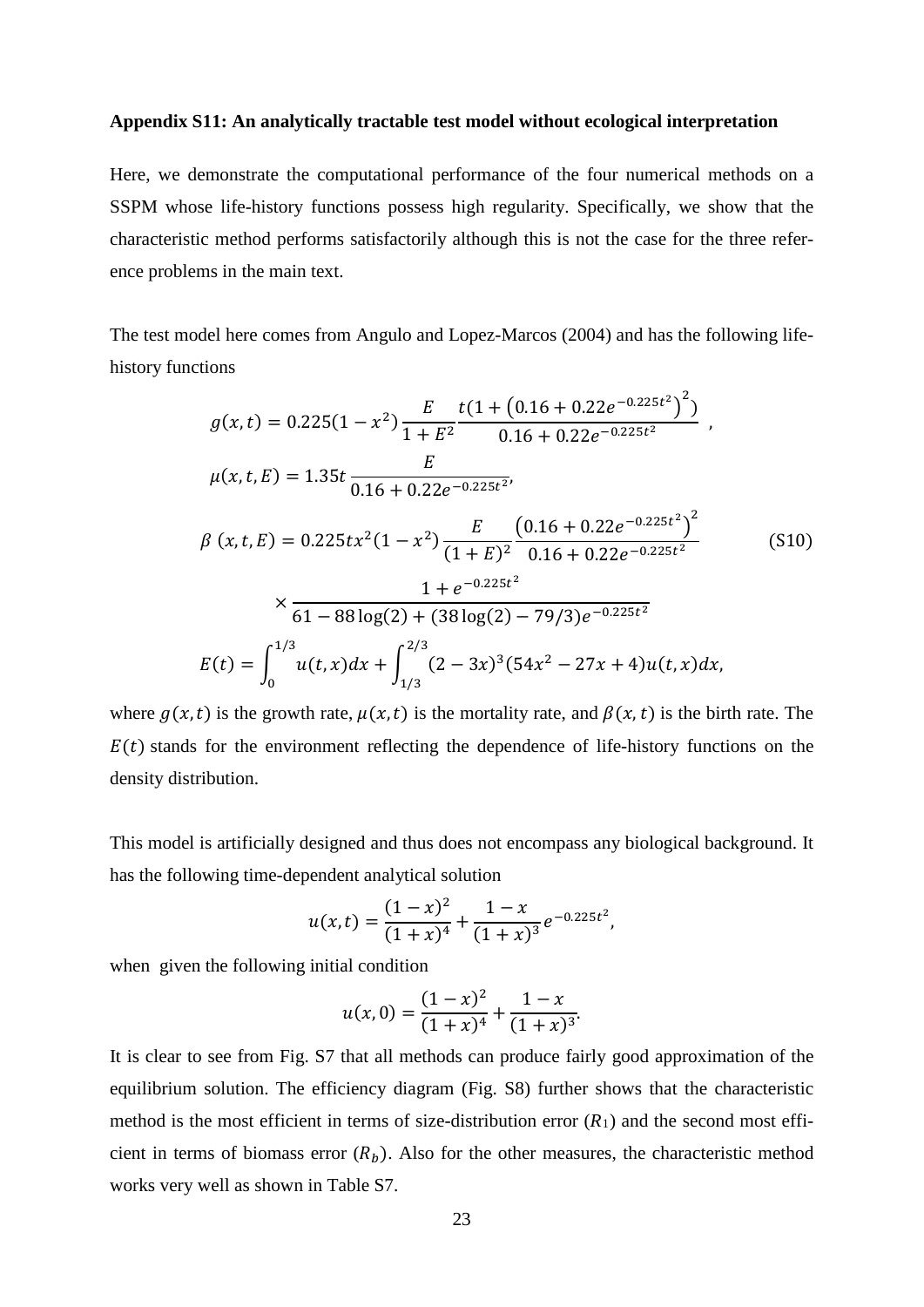**Appendix S11: An analytically tractable test model without ecological interpretation**

Here, we demonstrate the computational performance of the four numerical methods on a SSPM whose life-history functions possess high regularity. Specifically, we show that the characteristic method performs satisfactorily although this is not the case for the three reference problems in the main text.

The test model here comes from Angulo and Lopez-Marcos (2004) and has the following life-history functions

$$
\begin{aligned}
g(x,t) &= 0.225(1-x^2)\frac{E}{1+E^2}\frac{t\left(1+\left(0.16+0.22e^{-0.225t^2}\right)^2\right)}{0.16+0.22e^{-0.225t^2}}\ ,\\
\mu(x,t,E) &= 1.35t\,\frac{E}{0.16+0.22e^{-0.225t^2}},\\
\beta\,(x,t,E) &= 0.225tx^2(1-x^2)\frac{E}{(1+E)^2}\frac{\left(0.16+0.22e^{-0.225t^2}\right)^2}{0.16+0.22e^{-0.225t^2}}\\
&\quad\times\frac{1+e^{-0.225t^2}}{61-88\log(2)+(38\log(2)-79/3)e^{-0.225t^2}}\\
E(t) &= \int_0^{1/3}u(t,x)dx+\int_{1/3}^{2/3}(2-3x)^3(54x^2-27x+4)u(t,x)dx,
\end{aligned}
\tag{S10}
$$

where $g(x,t)$ is the growth rate, $\mu(x,t)$ is the mortality rate, and $\beta(x,t)$ is the birth rate. The $E(t)$ stands for the environment reflecting the dependence of life-history functions on the density distribution.

This model is artificially designed and thus does not encompass any biological background. It has the following time-dependent analytical solution

$$u(x,t)=\frac{(1-x)^2}{(1+x)^4}+\frac{1-x}{(1+x)^3}e^{-0.225t^2},$$

when given the following initial condition

$$u(x,0)=\frac{(1-x)^2}{(1+x)^4}+\frac{1-x}{(1+x)^3}.$$

It is clear to see from Fig. S7 that all methods can produce fairly good approximation of the equilibrium solution. The efficiency diagram (Fig. S8) further shows that the characteristic method is the most efficient in terms of size-distribution error ($R_1$) and the second most efficient in terms of biomass error ($R_b$). Also for the other measures, the characteristic method works very well as shown in Table S7.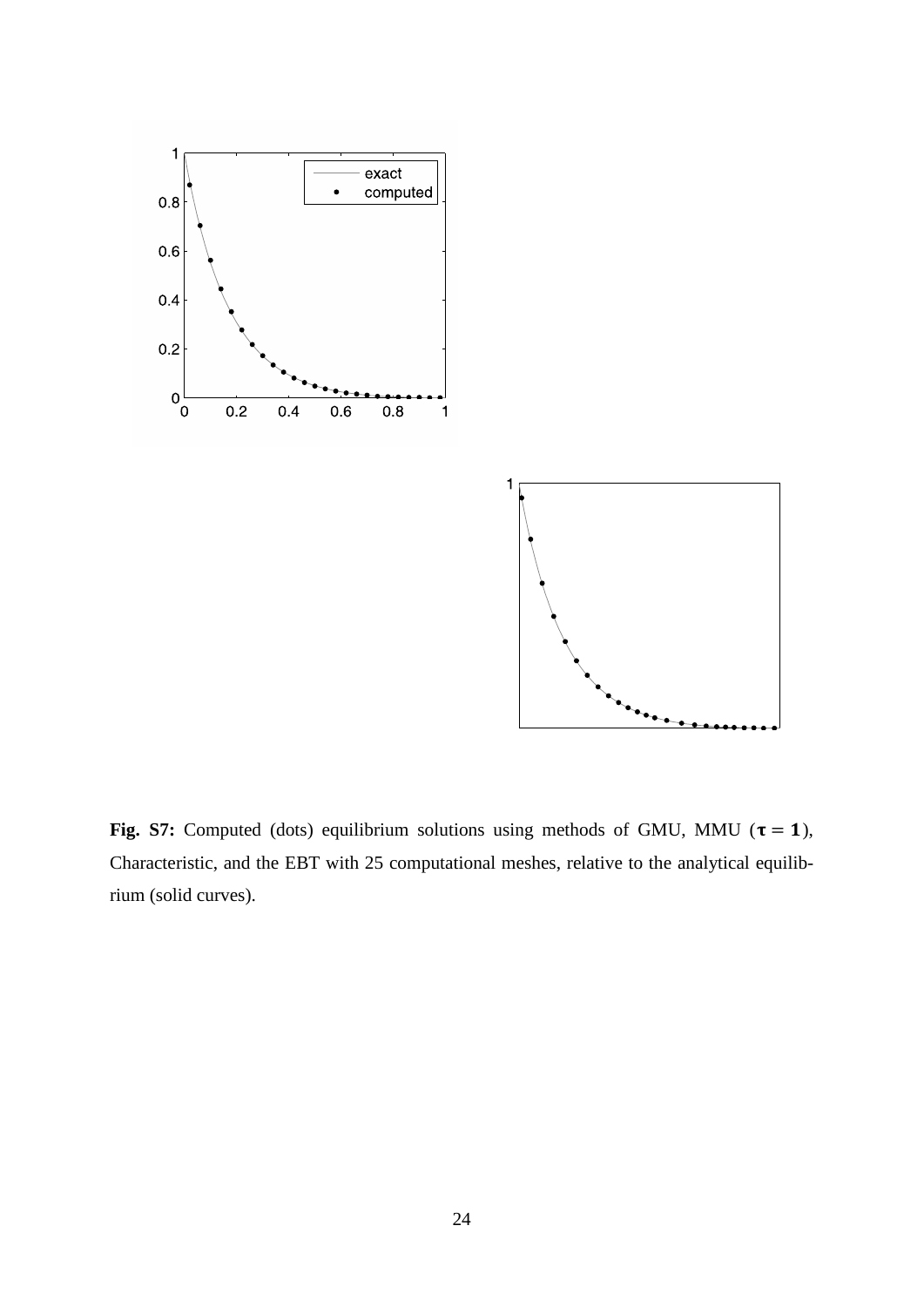**Fig. S7:** Computed (dots) equilibrium solutions using methods of GMU, MMU ($\boldsymbol{\tau} = \mathbf{1}$), Characteristic, and the EBT with 25 computational meshes, relative to the analytical equilibrium (solid curves).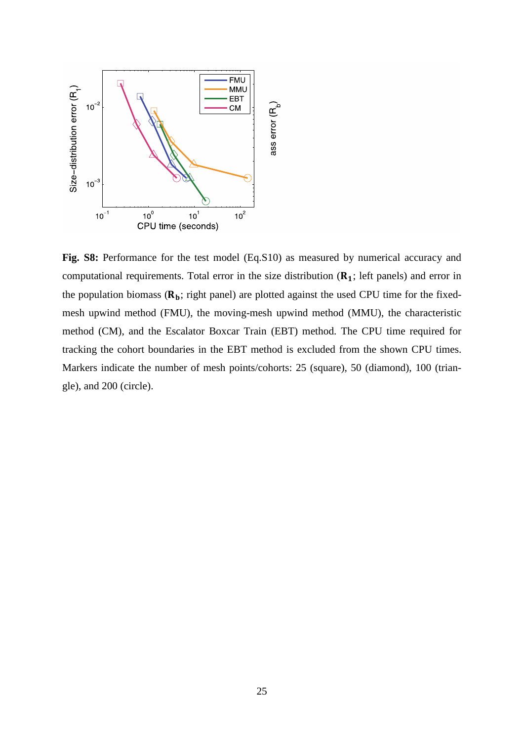**Fig. S8:** Performance for the test model (Eq.S10) as measured by numerical accuracy and computational requirements. Total error in the size distribution ($\mathbf{R_1}$; left panels) and error in the population biomass ($\mathbf{R_b}$; right panel) are plotted against the used CPU time for the fixed-mesh upwind method (FMU), the moving-mesh upwind method (MMU), the characteristic method (CM), and the Escalator Boxcar Train (EBT) method. The CPU time required for tracking the cohort boundaries in the EBT method is excluded from the shown CPU times. Markers indicate the number of mesh points/cohorts: 25 (square), 50 (diamond), 100 (triangle), and 200 (circle).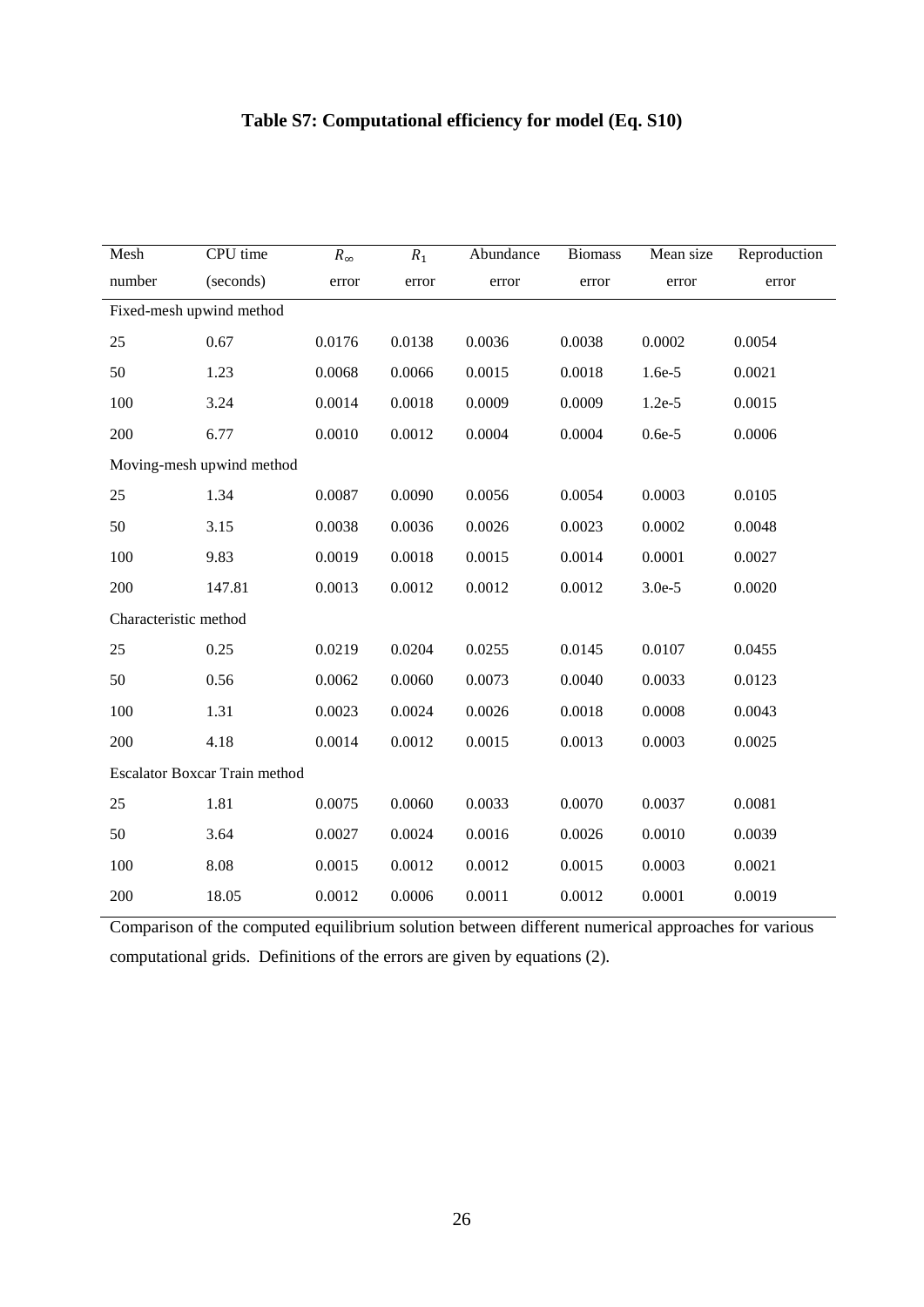**Table S7: Computational efficiency for model (Eq. S10)**

| Mesh number | CPU time (seconds) | $R_\infty$ error | $R_1$ error | Abundance error | Biomass error | Mean size error | Reproduction error |
|---|---|---|---|---|---|---|---|
| Fixed-mesh upwind method | | | | | | | |
| 25 | 0.67 | 0.0176 | 0.0138 | 0.0036 | 0.0038 | 0.0002 | 0.0054 |
| 50 | 1.23 | 0.0068 | 0.0066 | 0.0015 | 0.0018 | 1.6e-5 | 0.0021 |
| 100 | 3.24 | 0.0014 | 0.0018 | 0.0009 | 0.0009 | 1.2e-5 | 0.0015 |
| 200 | 6.77 | 0.0010 | 0.0012 | 0.0004 | 0.0004 | 0.6e-5 | 0.0006 |
| Moving-mesh upwind method | | | | | | | |
| 25 | 1.34 | 0.0087 | 0.0090 | 0.0056 | 0.0054 | 0.0003 | 0.0105 |
| 50 | 3.15 | 0.0038 | 0.0036 | 0.0026 | 0.0023 | 0.0002 | 0.0048 |
| 100 | 9.83 | 0.0019 | 0.0018 | 0.0015 | 0.0014 | 0.0001 | 0.0027 |
| 200 | 147.81 | 0.0013 | 0.0012 | 0.0012 | 0.0012 | 3.0e-5 | 0.0020 |
| Characteristic method | | | | | | | |
| 25 | 0.25 | 0.0219 | 0.0204 | 0.0255 | 0.0145 | 0.0107 | 0.0455 |
| 50 | 0.56 | 0.0062 | 0.0060 | 0.0073 | 0.0040 | 0.0033 | 0.0123 |
| 100 | 1.31 | 0.0023 | 0.0024 | 0.0026 | 0.0018 | 0.0008 | 0.0043 |
| 200 | 4.18 | 0.0014 | 0.0012 | 0.0015 | 0.0013 | 0.0003 | 0.0025 |
| Escalator Boxcar Train method | | | | | | | |
| 25 | 1.81 | 0.0075 | 0.0060 | 0.0033 | 0.0070 | 0.0037 | 0.0081 |
| 50 | 3.64 | 0.0027 | 0.0024 | 0.0016 | 0.0026 | 0.0010 | 0.0039 |
| 100 | 8.08 | 0.0015 | 0.0012 | 0.0012 | 0.0015 | 0.0003 | 0.0021 |
| 200 | 18.05 | 0.0012 | 0.0006 | 0.0011 | 0.0012 | 0.0001 | 0.0019 |

Comparison of the computed equilibrium solution between different numerical approaches for various computational grids. Definitions of the errors are given by equations (2).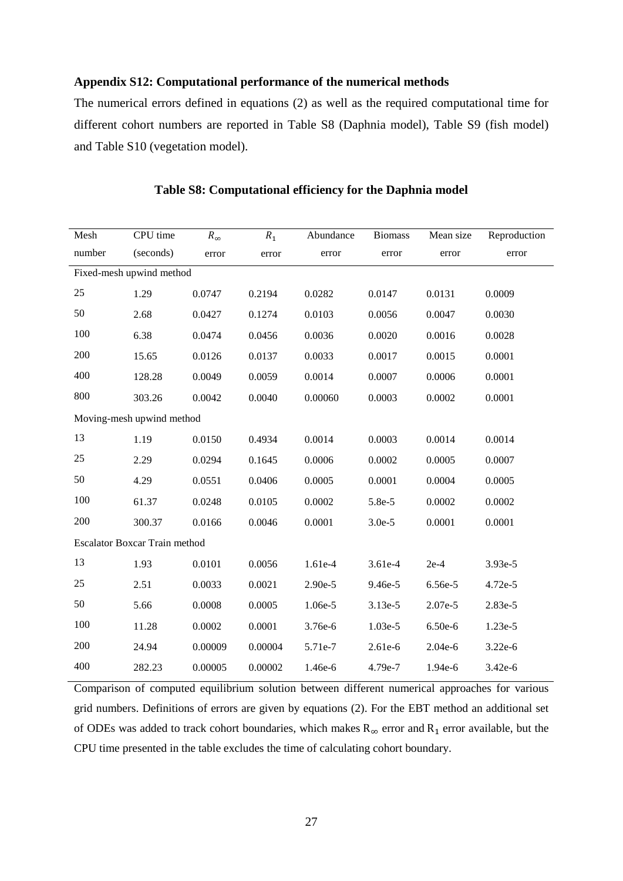### Appendix S12: Computational performance of the numerical methods

The numerical errors defined in equations (2) as well as the required computational time for different cohort numbers are reported in Table S8 (Daphnia model), Table S9 (fish model) and Table S10 (vegetation model).

**Table S8: Computational efficiency for the Daphnia model**

| Mesh number | CPU time (seconds) | $R_\infty$ error | $R_1$ error | Abundance error | Biomass error | Mean size error | Reproduction error |
|---|---|---|---|---|---|---|---|
| Fixed-mesh upwind method | | | | | | | |
| 25 | 1.29 | 0.0747 | 0.2194 | 0.0282 | 0.0147 | 0.0131 | 0.0009 |
| 50 | 2.68 | 0.0427 | 0.1274 | 0.0103 | 0.0056 | 0.0047 | 0.0030 |
| 100 | 6.38 | 0.0474 | 0.0456 | 0.0036 | 0.0020 | 0.0016 | 0.0028 |
| 200 | 15.65 | 0.0126 | 0.0137 | 0.0033 | 0.0017 | 0.0015 | 0.0001 |
| 400 | 128.28 | 0.0049 | 0.0059 | 0.0014 | 0.0007 | 0.0006 | 0.0001 |
| 800 | 303.26 | 0.0042 | 0.0040 | 0.00060 | 0.0003 | 0.0002 | 0.0001 |
| Moving-mesh upwind method | | | | | | | |
| 13 | 1.19 | 0.0150 | 0.4934 | 0.0014 | 0.0003 | 0.0014 | 0.0014 |
| 25 | 2.29 | 0.0294 | 0.1645 | 0.0006 | 0.0002 | 0.0005 | 0.0007 |
| 50 | 4.29 | 0.0551 | 0.0406 | 0.0005 | 0.0001 | 0.0004 | 0.0005 |
| 100 | 61.37 | 0.0248 | 0.0105 | 0.0002 | 5.8e-5 | 0.0002 | 0.0002 |
| 200 | 300.37 | 0.0166 | 0.0046 | 0.0001 | 3.0e-5 | 0.0001 | 0.0001 |
| Escalator Boxcar Train method | | | | | | | |
| 13 | 1.93 | 0.0101 | 0.0056 | 1.61e-4 | 3.61e-4 | 2e-4 | 3.93e-5 |
| 25 | 2.51 | 0.0033 | 0.0021 | 2.90e-5 | 9.46e-5 | 6.56e-5 | 4.72e-5 |
| 50 | 5.66 | 0.0008 | 0.0005 | 1.06e-5 | 3.13e-5 | 2.07e-5 | 2.83e-5 |
| 100 | 11.28 | 0.0002 | 0.0001 | 3.76e-6 | 1.03e-5 | 6.50e-6 | 1.23e-5 |
| 200 | 24.94 | 0.00009 | 0.00004 | 5.71e-7 | 2.61e-6 | 2.04e-6 | 3.22e-6 |
| 400 | 282.23 | 0.00005 | 0.00002 | 1.46e-6 | 4.79e-7 | 1.94e-6 | 3.42e-6 |

Comparison of computed equilibrium solution between different numerical approaches for various grid numbers. Definitions of errors are given by equations (2). For the EBT method an additional set of ODEs was added to track cohort boundaries, which makes $R_\infty$ error and $R_1$ error available, but the CPU time presented in the table excludes the time of calculating cohort boundary.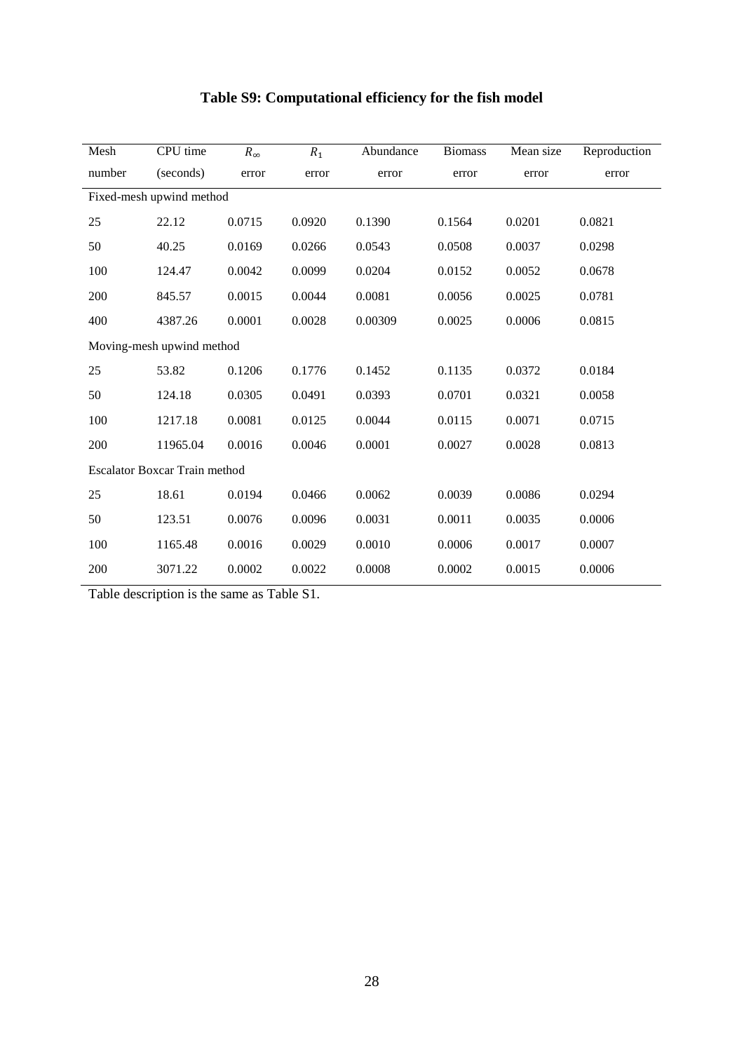# Table S9: Computational efficiency for the fish model

| Mesh number | CPU time (seconds) | $R_\infty$ error | $R_1$ error | Abundance error | Biomass error | Mean size error | Reproduction error |
|---|---|---|---|---|---|---|---|
| Fixed-mesh upwind method | | | | | | | |
| 25 | 22.12 | 0.0715 | 0.0920 | 0.1390 | 0.1564 | 0.0201 | 0.0821 |
| 50 | 40.25 | 0.0169 | 0.0266 | 0.0543 | 0.0508 | 0.0037 | 0.0298 |
| 100 | 124.47 | 0.0042 | 0.0099 | 0.0204 | 0.0152 | 0.0052 | 0.0678 |
| 200 | 845.57 | 0.0015 | 0.0044 | 0.0081 | 0.0056 | 0.0025 | 0.0781 |
| 400 | 4387.26 | 0.0001 | 0.0028 | 0.00309 | 0.0025 | 0.0006 | 0.0815 |
| Moving-mesh upwind method | | | | | | | |
| 25 | 53.82 | 0.1206 | 0.1776 | 0.1452 | 0.1135 | 0.0372 | 0.0184 |
| 50 | 124.18 | 0.0305 | 0.0491 | 0.0393 | 0.0701 | 0.0321 | 0.0058 |
| 100 | 1217.18 | 0.0081 | 0.0125 | 0.0044 | 0.0115 | 0.0071 | 0.0715 |
| 200 | 11965.04 | 0.0016 | 0.0046 | 0.0001 | 0.0027 | 0.0028 | 0.0813 |
| Escalator Boxcar Train method | | | | | | | |
| 25 | 18.61 | 0.0194 | 0.0466 | 0.0062 | 0.0039 | 0.0086 | 0.0294 |
| 50 | 123.51 | 0.0076 | 0.0096 | 0.0031 | 0.0011 | 0.0035 | 0.0006 |
| 100 | 1165.48 | 0.0016 | 0.0029 | 0.0010 | 0.0006 | 0.0017 | 0.0007 |
| 200 | 3071.22 | 0.0002 | 0.0022 | 0.0008 | 0.0002 | 0.0015 | 0.0006 |

Table description is the same as Table S1.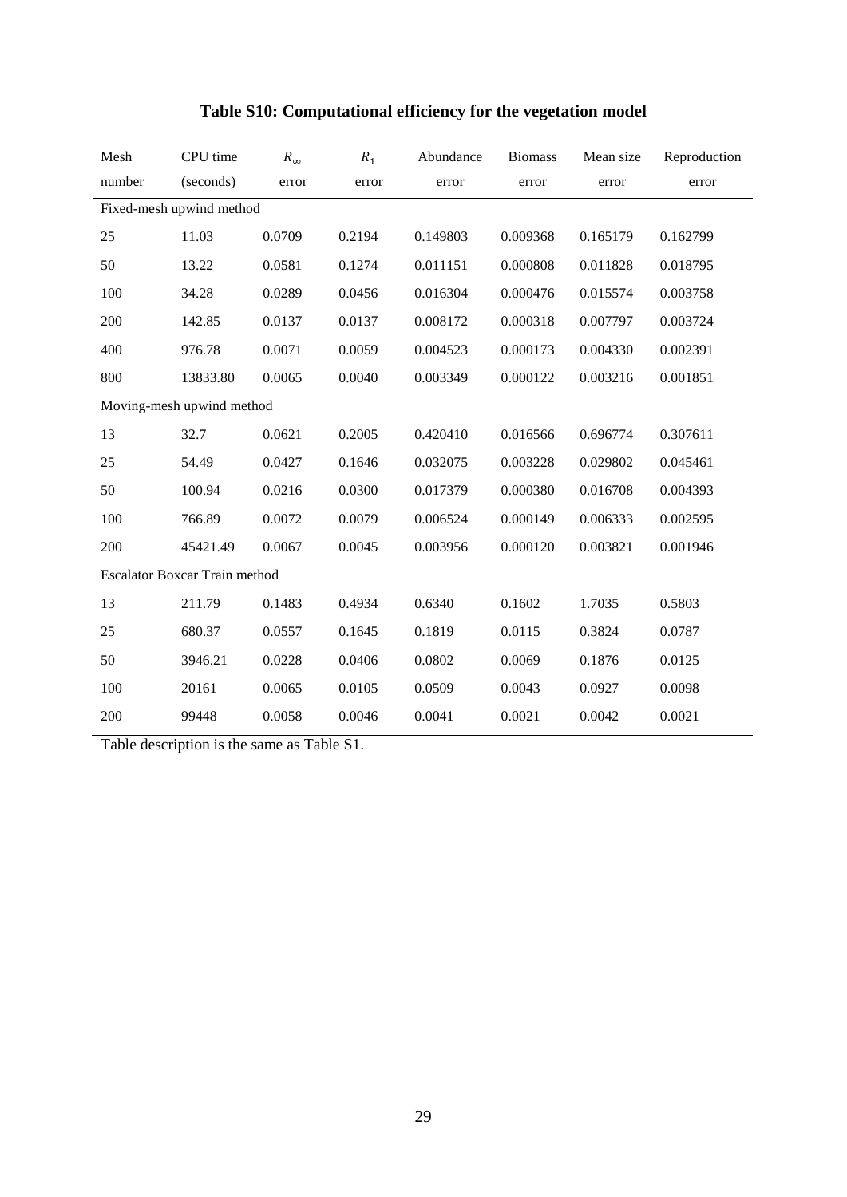## Table S10: Computational efficiency for the vegetation model

| Mesh number | CPU time (seconds) | $R_\infty$ error | $R_1$ error | Abundance error | Biomass error | Mean size error | Reproduction error |
|---|---|---|---|---|---|---|---|
| Fixed-mesh upwind method | | | | | | | |
| 25 | 11.03 | 0.0709 | 0.2194 | 0.149803 | 0.009368 | 0.165179 | 0.162799 |
| 50 | 13.22 | 0.0581 | 0.1274 | 0.011151 | 0.000808 | 0.011828 | 0.018795 |
| 100 | 34.28 | 0.0289 | 0.0456 | 0.016304 | 0.000476 | 0.015574 | 0.003758 |
| 200 | 142.85 | 0.0137 | 0.0137 | 0.008172 | 0.000318 | 0.007797 | 0.003724 |
| 400 | 976.78 | 0.0071 | 0.0059 | 0.004523 | 0.000173 | 0.004330 | 0.002391 |
| 800 | 13833.80 | 0.0065 | 0.0040 | 0.003349 | 0.000122 | 0.003216 | 0.001851 |
| Moving-mesh upwind method | | | | | | | |
| 13 | 32.7 | 0.0621 | 0.2005 | 0.420410 | 0.016566 | 0.696774 | 0.307611 |
| 25 | 54.49 | 0.0427 | 0.1646 | 0.032075 | 0.003228 | 0.029802 | 0.045461 |
| 50 | 100.94 | 0.0216 | 0.0300 | 0.017379 | 0.000380 | 0.016708 | 0.004393 |
| 100 | 766.89 | 0.0072 | 0.0079 | 0.006524 | 0.000149 | 0.006333 | 0.002595 |
| 200 | 45421.49 | 0.0067 | 0.0045 | 0.003956 | 0.000120 | 0.003821 | 0.001946 |
| Escalator Boxcar Train method | | | | | | | |
| 13 | 211.79 | 0.1483 | 0.4934 | 0.6340 | 0.1602 | 1.7035 | 0.5803 |
| 25 | 680.37 | 0.0557 | 0.1645 | 0.1819 | 0.0115 | 0.3824 | 0.0787 |
| 50 | 3946.21 | 0.0228 | 0.0406 | 0.0802 | 0.0069 | 0.1876 | 0.0125 |
| 100 | 20161 | 0.0065 | 0.0105 | 0.0509 | 0.0043 | 0.0927 | 0.0098 |
| 200 | 99448 | 0.0058 | 0.0046 | 0.0041 | 0.0021 | 0.0042 | 0.0021 |

Table description is the same as Table S1.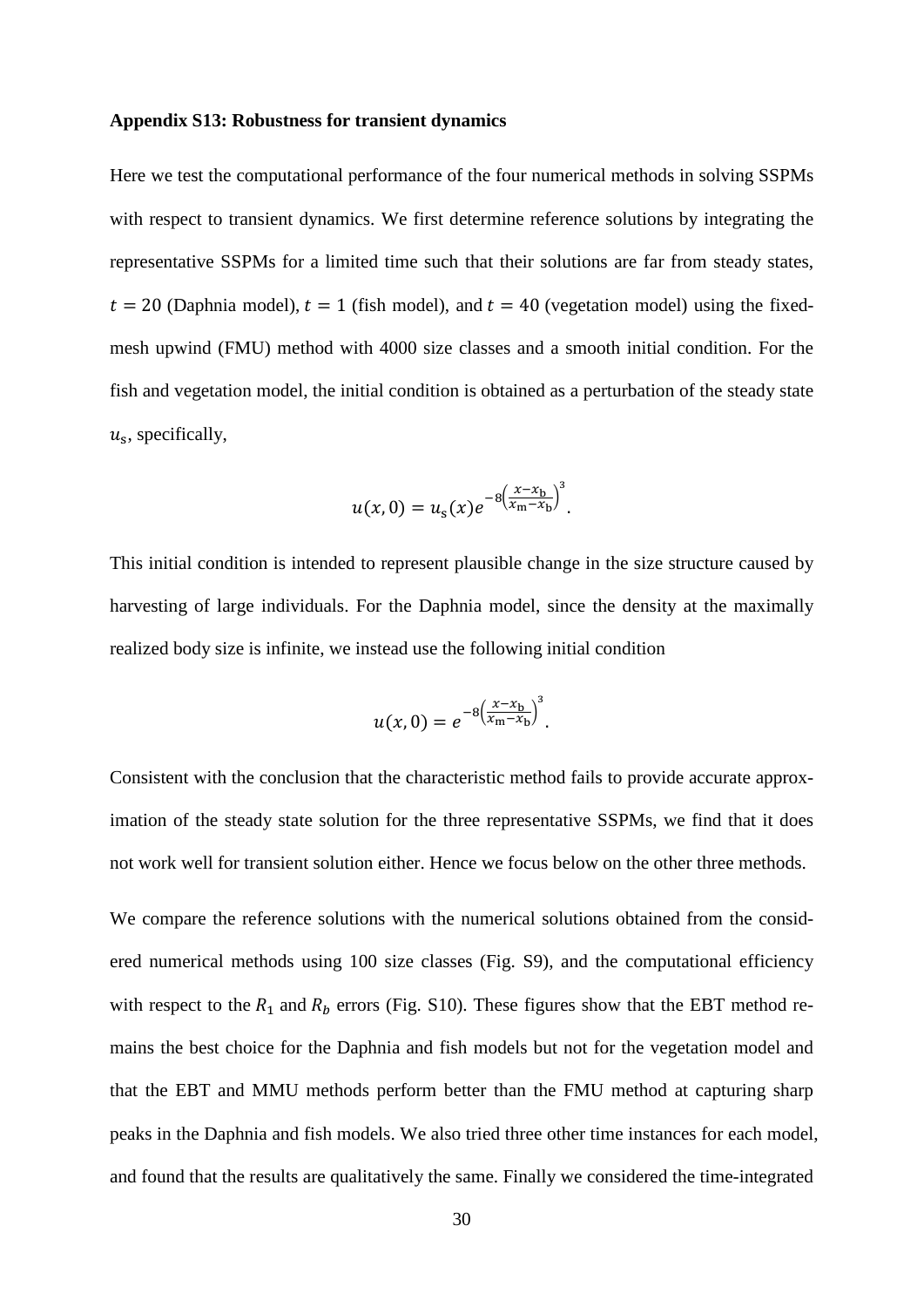**Appendix S13: Robustness for transient dynamics**

Here we test the computational performance of the four numerical methods in solving SSPMs with respect to transient dynamics. We first determine reference solutions by integrating the representative SSPMs for a limited time such that their solutions are far from steady states, $t = 20$ (Daphnia model), $t = 1$ (fish model), and $t = 40$ (vegetation model) using the fixed-mesh upwind (FMU) method with 4000 size classes and a smooth initial condition. For the fish and vegetation model, the initial condition is obtained as a perturbation of the steady state $u_{\mathrm{s}}$, specifically,

$$u(x, 0) = u_{\mathrm{s}}(x) e^{-8\left(\frac{x - x_{\mathrm{b}}}{x_{\mathrm{m}} - x_{\mathrm{b}}}\right)^3}.$$

This initial condition is intended to represent plausible change in the size structure caused by harvesting of large individuals. For the Daphnia model, since the density at the maximally realized body size is infinite, we instead use the following initial condition

$$u(x, 0) = e^{-8\left(\frac{x - x_{\mathrm{b}}}{x_{\mathrm{m}} - x_{\mathrm{b}}}\right)^3}.$$

Consistent with the conclusion that the characteristic method fails to provide accurate approximation of the steady state solution for the three representative SSPMs, we find that it does not work well for transient solution either. Hence we focus below on the other three methods.

We compare the reference solutions with the numerical solutions obtained from the considered numerical methods using 100 size classes (Fig. S9), and the computational efficiency with respect to the $R_1$ and $R_b$ errors (Fig. S10). These figures show that the EBT method remains the best choice for the Daphnia and fish models but not for the vegetation model and that the EBT and MMU methods perform better than the FMU method at capturing sharp peaks in the Daphnia and fish models. We also tried three other time instances for each model, and found that the results are qualitatively the same. Finally we considered the time-integrated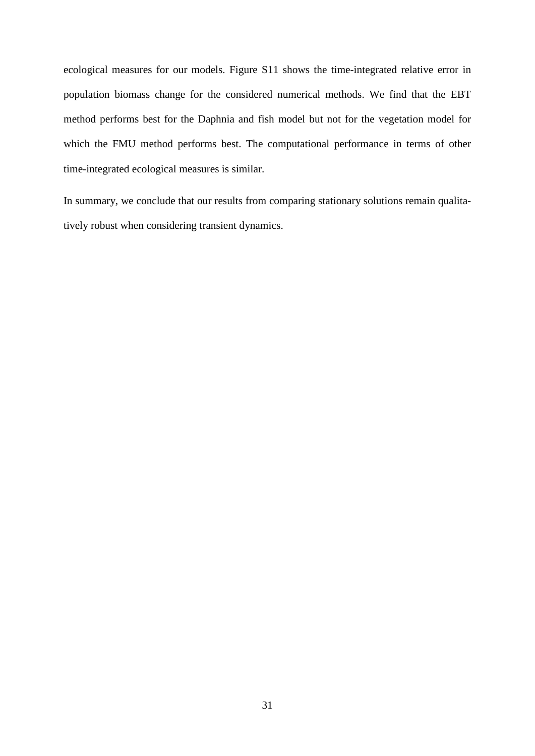ecological measures for our models. Figure S11 shows the time-integrated relative error in population biomass change for the considered numerical methods. We find that the EBT method performs best for the Daphnia and fish model but not for the vegetation model for which the FMU method performs best. The computational performance in terms of other time-integrated ecological measures is similar.

In summary, we conclude that our results from comparing stationary solutions remain qualitatively robust when considering transient dynamics.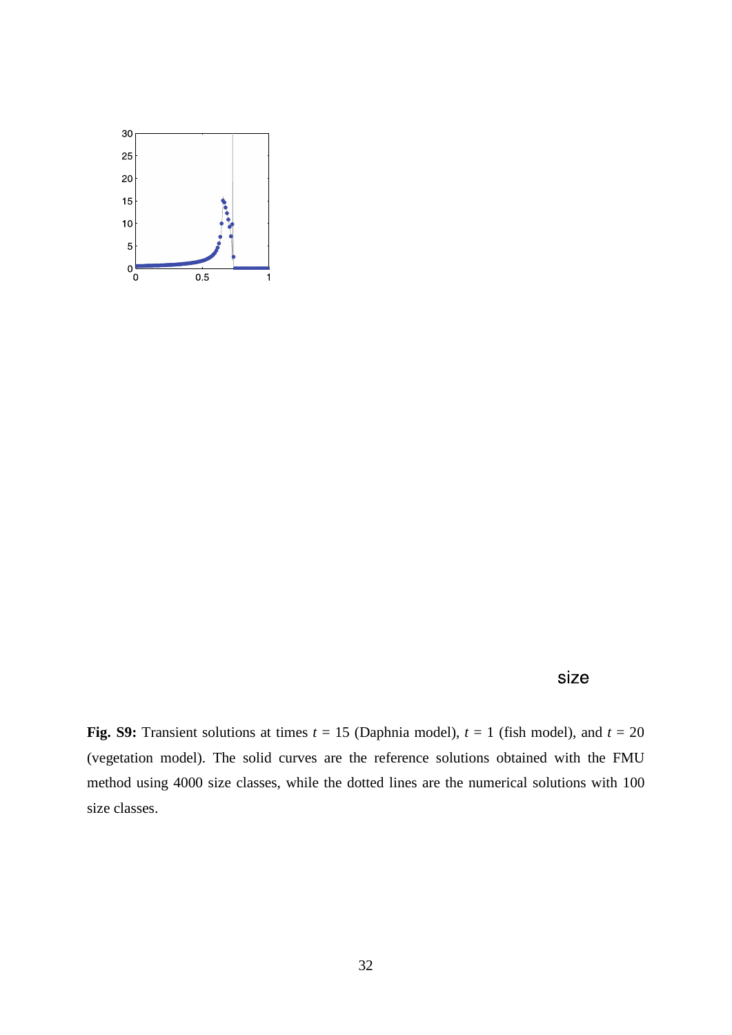size

**Fig. S9:** Transient solutions at times $t$ = 15 (Daphnia model), $t$ = 1 (fish model), and $t$ = 20 (vegetation model). The solid curves are the reference solutions obtained with the FMU method using 4000 size classes, while the dotted lines are the numerical solutions with 100 size classes.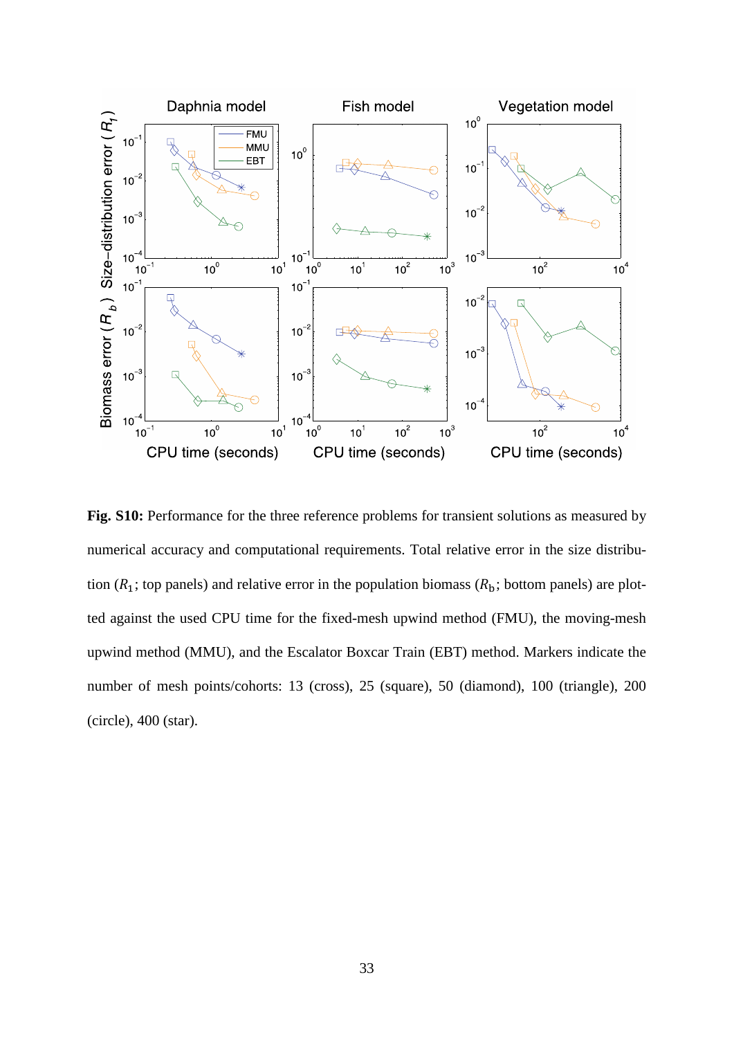**Fig. S10:** Performance for the three reference problems for transient solutions as measured by numerical accuracy and computational requirements. Total relative error in the size distribution ($R_1$; top panels) and relative error in the population biomass ($R_\mathrm{b}$; bottom panels) are plotted against the used CPU time for the fixed-mesh upwind method (FMU), the moving-mesh upwind method (MMU), and the Escalator Boxcar Train (EBT) method. Markers indicate the number of mesh points/cohorts: 13 (cross), 25 (square), 50 (diamond), 100 (triangle), 200 (circle), 400 (star).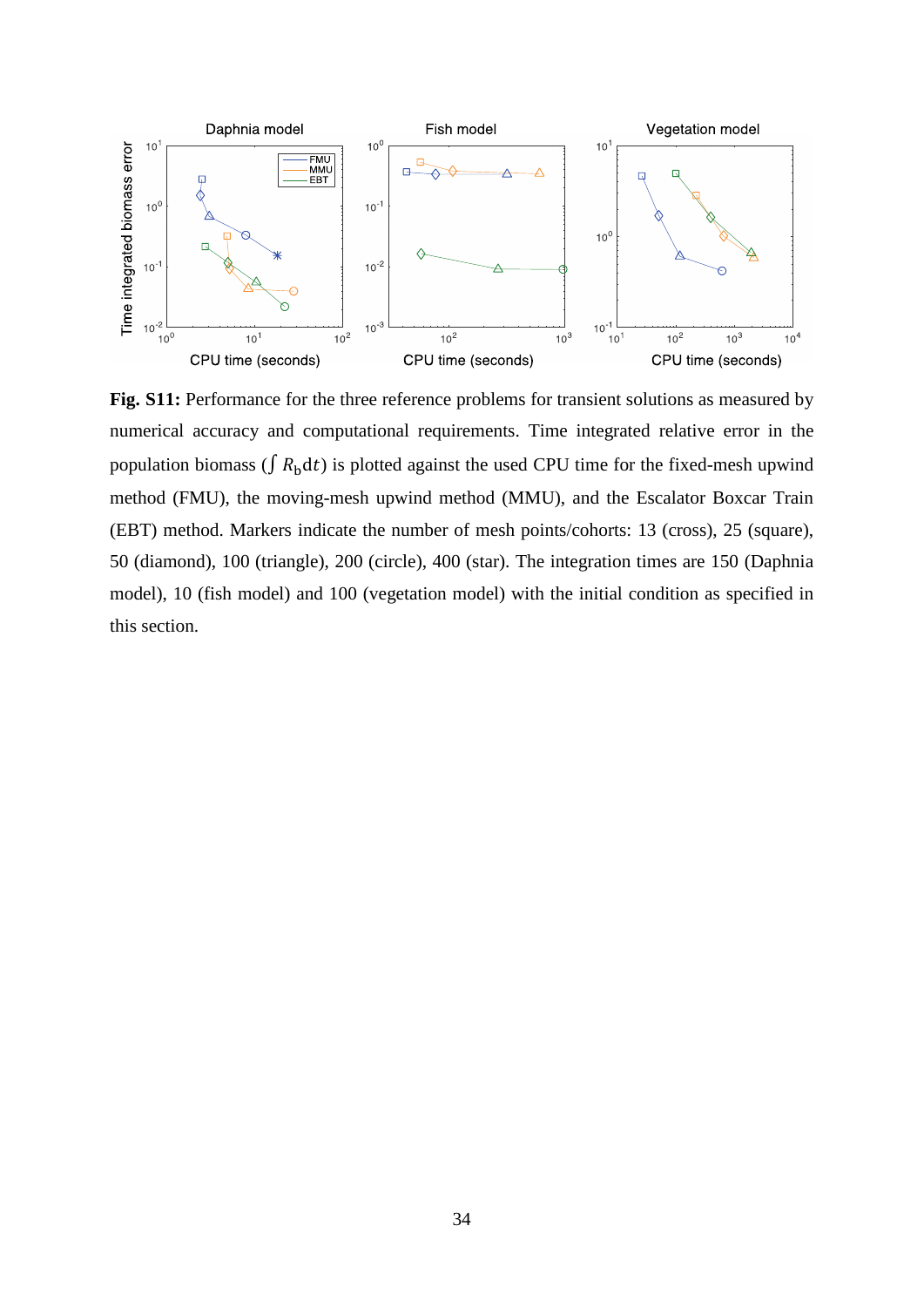**Fig. S11:** Performance for the three reference problems for transient solutions as measured by numerical accuracy and computational requirements. Time integrated relative error in the population biomass ($\int R_{\mathrm{b}}\mathrm{d}t$) is plotted against the used CPU time for the fixed-mesh upwind method (FMU), the moving-mesh upwind method (MMU), and the Escalator Boxcar Train (EBT) method. Markers indicate the number of mesh points/cohorts: 13 (cross), 25 (square), 50 (diamond), 100 (triangle), 200 (circle), 400 (star). The integration times are 150 (Daphnia model), 10 (fish model) and 100 (vegetation model) with the initial condition as specified in this section.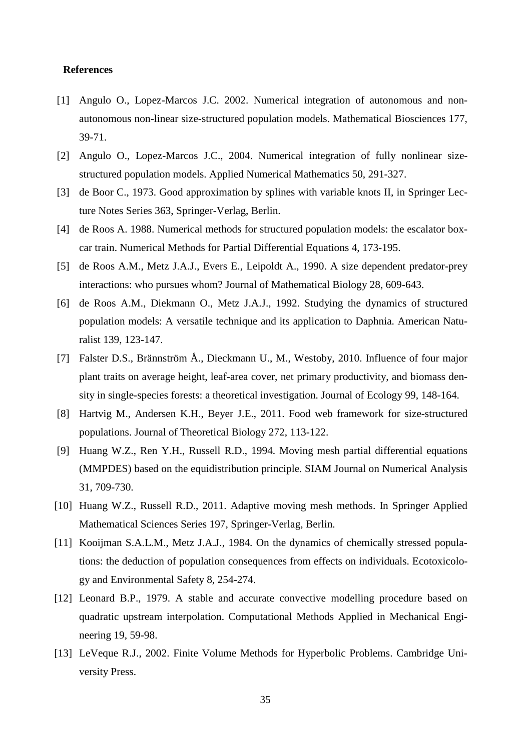**References**

[1] Angulo O., Lopez-Marcos J.C. 2002. Numerical integration of autonomous and non-autonomous non-linear size-structured population models. Mathematical Biosciences 177, 39-71.

[2] Angulo O., Lopez-Marcos J.C., 2004. Numerical integration of fully nonlinear size-structured population models. Applied Numerical Mathematics 50, 291-327.

[3] de Boor C., 1973. Good approximation by splines with variable knots II, in Springer Lecture Notes Series 363, Springer-Verlag, Berlin.

[4] de Roos A. 1988. Numerical methods for structured population models: the escalator boxcar train. Numerical Methods for Partial Differential Equations 4, 173-195.

[5] de Roos A.M., Metz J.A.J., Evers E., Leipoldt A., 1990. A size dependent predator-prey interactions: who pursues whom? Journal of Mathematical Biology 28, 609-643.

[6] de Roos A.M., Diekmann O., Metz J.A.J., 1992. Studying the dynamics of structured population models: A versatile technique and its application to Daphnia. American Naturalist 139, 123-147.

[7] Falster D.S., Brännström Å., Dieckmann U., M., Westoby, 2010. Influence of four major plant traits on average height, leaf-area cover, net primary productivity, and biomass density in single-species forests: a theoretical investigation. Journal of Ecology 99, 148-164.

[8] Hartvig M., Andersen K.H., Beyer J.E., 2011. Food web framework for size-structured populations. Journal of Theoretical Biology 272, 113-122.

[9] Huang W.Z., Ren Y.H., Russell R.D., 1994. Moving mesh partial differential equations (MMPDES) based on the equidistribution principle. SIAM Journal on Numerical Analysis 31, 709-730.

[10] Huang W.Z., Russell R.D., 2011. Adaptive moving mesh methods. In Springer Applied Mathematical Sciences Series 197, Springer-Verlag, Berlin.

[11] Kooijman S.A.L.M., Metz J.A.J., 1984. On the dynamics of chemically stressed populations: the deduction of population consequences from effects on individuals. Ecotoxicology and Environmental Safety 8, 254-274.

[12] Leonard B.P., 1979. A stable and accurate convective modelling procedure based on quadratic upstream interpolation. Computational Methods Applied in Mechanical Engineering 19, 59-98.

[13] LeVeque R.J., 2002. Finite Volume Methods for Hyperbolic Problems. Cambridge University Press.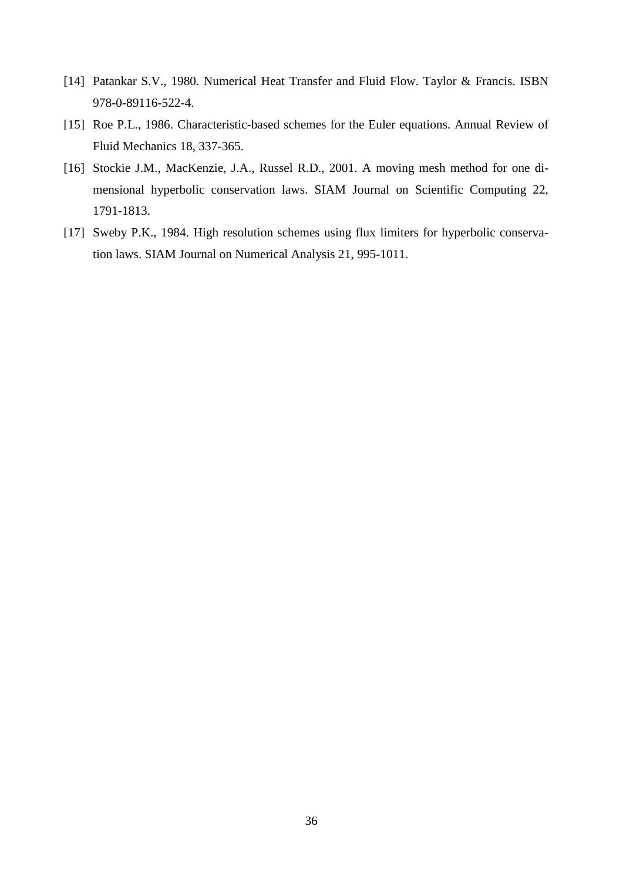[14] Patankar S.V., 1980. Numerical Heat Transfer and Fluid Flow. Taylor & Francis. ISBN 978-0-89116-522-4.

[15] Roe P.L., 1986. Characteristic-based schemes for the Euler equations. Annual Review of Fluid Mechanics 18, 337-365.

[16] Stockie J.M., MacKenzie, J.A., Russel R.D., 2001. A moving mesh method for one dimensional hyperbolic conservation laws. SIAM Journal on Scientific Computing 22, 1791-1813.

[17] Sweby P.K., 1984. High resolution schemes using flux limiters for hyperbolic conservation laws. SIAM Journal on Numerical Analysis 21, 995-1011.